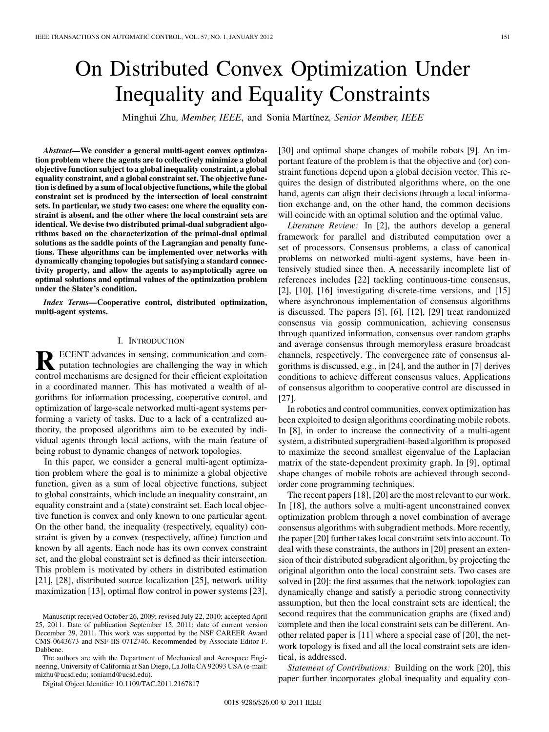# On Distributed Convex Optimization Under Inequality and Equality Constraints

Minghui Zhu, *Member, IEEE*, and Sonia Martínez, *Senior Member, IEEE*

***Abstract*—We consider a general multi-agent convex optimization problem where the agents are to collectively minimize a global objective function subject to a global inequality constraint, a global equality constraint, and a global constraint set. The objective function is defined by a sum of local objective functions, while the global constraint set is produced by the intersection of local constraint sets. In particular, we study two cases: one where the equality constraint is absent, and the other where the local constraint sets are identical. We devise two distributed primal-dual subgradient algorithms based on the characterization of the primal-dual optimal solutions as the saddle points of the Lagrangian and penalty functions. These algorithms can be implemented over networks with dynamically changing topologies but satisfying a standard connectivity property, and allow the agents to asymptotically agree on optimal solutions and optimal values of the optimization problem under the Slater's condition.**

***Index Terms*—Cooperative control, distributed optimization, multi-agent systems.**

## I. Introduction

RECENT advances in sensing, communication and computation technologies are challenging the way in which control mechanisms are designed for their efficient exploitation in a coordinated manner. This has motivated a wealth of algorithms for information processing, cooperative control, and optimization of large-scale networked multi-agent systems performing a variety of tasks. Due to a lack of a centralized authority, the proposed algorithms aim to be executed by individual agents through local actions, with the main feature of being robust to dynamic changes of network topologies.

In this paper, we consider a general multi-agent optimization problem where the goal is to minimize a global objective function, given as a sum of local objective functions, subject to global constraints, which include an inequality constraint, an equality constraint and a (state) constraint set. Each local objective function is convex and only known to one particular agent. On the other hand, the inequality (respectively, equality) constraint is given by a convex (respectively, affine) function and known by all agents. Each node has its own convex constraint set, and the global constraint set is defined as their intersection. This problem is motivated by others in distributed estimation [21], [28], distributed source localization [25], network utility maximization [13], optimal flow control in power systems [23], [30] and optimal shape changes of mobile robots [9]. An important feature of the problem is that the objective and (or) constraint functions depend upon a global decision vector. This requires the design of distributed algorithms where, on the one hand, agents can align their decisions through a local information exchange and, on the other hand, the common decisions will coincide with an optimal solution and the optimal value.

*Literature Review:* In [2], the authors develop a general framework for parallel and distributed computation over a set of processors. Consensus problems, a class of canonical problems on networked multi-agent systems, have been intensively studied since then. A necessarily incomplete list of references includes [22] tackling continuous-time consensus, [2], [10], [16] investigating discrete-time versions, and [15] where asynchronous implementation of consensus algorithms is discussed. The papers [5], [6], [12], [29] treat randomized consensus via gossip communication, achieving consensus through quantized information, consensus over random graphs and average consensus through memoryless erasure broadcast channels, respectively. The convergence rate of consensus algorithms is discussed, e.g., in [24], and the author in [7] derives conditions to achieve different consensus values. Applications of consensus algorithm to cooperative control are discussed in [27].

In robotics and control communities, convex optimization has been exploited to design algorithms coordinating mobile robots. In [8], in order to increase the connectivity of a multi-agent system, a distributed supergradient-based algorithm is proposed to maximize the second smallest eigenvalue of the Laplacian matrix of the state-dependent proximity graph. In [9], optimal shape changes of mobile robots are achieved through second-order cone programming techniques.

The recent papers [18], [20] are the most relevant to our work. In [18], the authors solve a multi-agent unconstrained convex optimization problem through a novel combination of average consensus algorithms with subgradient methods. More recently, the paper [20] further takes local constraint sets into account. To deal with these constraints, the authors in [20] present an extension of their distributed subgradient algorithm, by projecting the original algorithm onto the local constraint sets. Two cases are solved in [20]: the first assumes that the network topologies can dynamically change and satisfy a periodic strong connectivity assumption, but then the local constraint sets are identical; the second requires that the communication graphs are (fixed and) complete and then the local constraint sets can be different. Another related paper is [11] where a special case of [20], the network topology is fixed and all the local constraint sets are identical, is addressed.

*Statement of Contributions:* Building on the work [20], this paper further incorporates global inequality and equality con-

Manuscript received October 26, 2009; revised July 22, 2010; accepted April 25, 2011. Date of publication September 15, 2011; date of current version December 29, 2011. This work was supported by the NSF CAREER Award CMS-0643673 and NSF IIS-0712746. Recommended by Associate Editor F. Dabbene.

The authors are with the Department of Mechanical and Aerospace Engineering, University of California at San Diego, La Jolla CA 92093 USA (e-mail: mizhu@ucsd.edu; soniamd@ucsd.edu).

Digital Object Identifier 10.1109/TAC.2011.2167817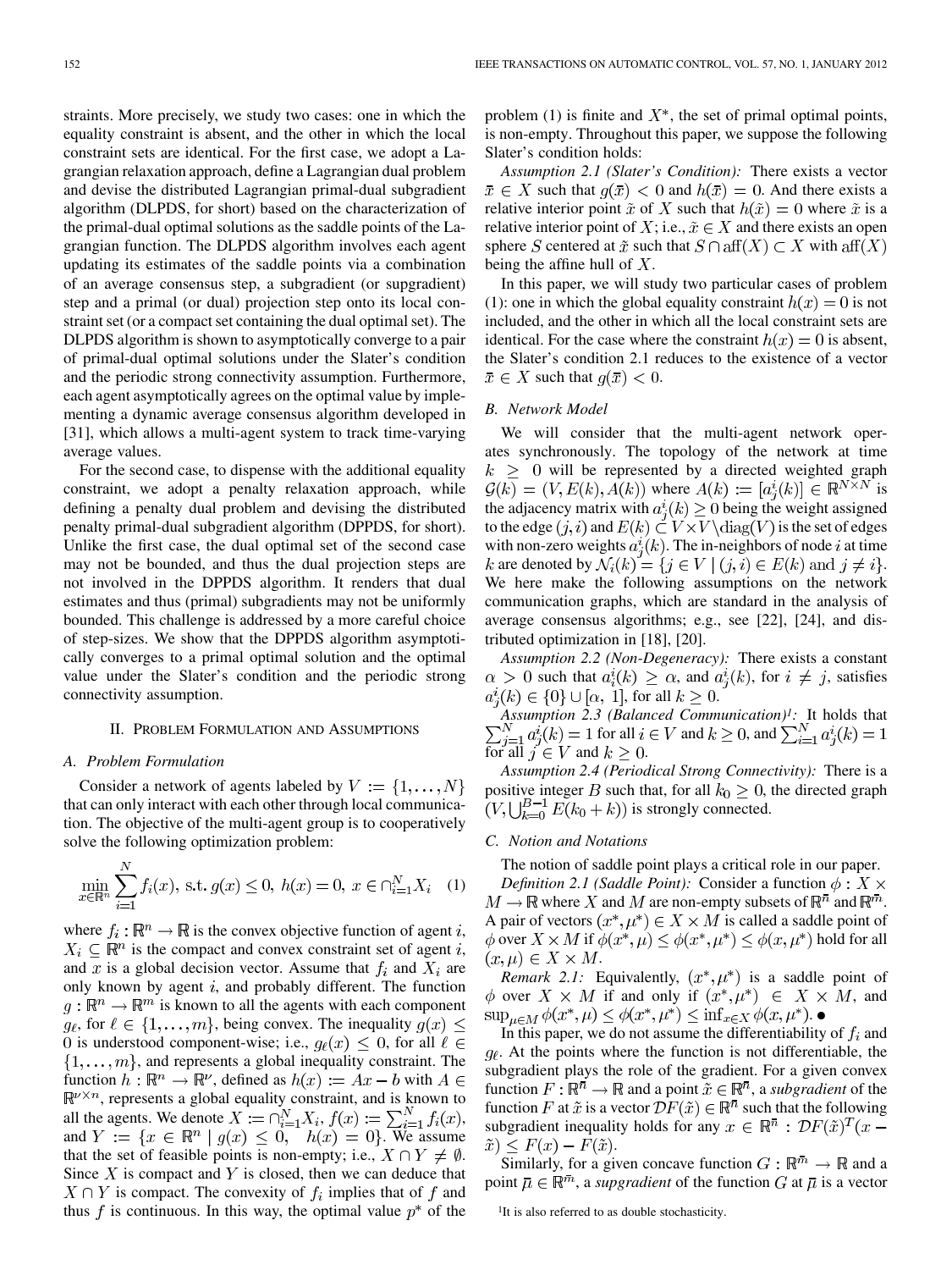straints. More precisely, we study two cases: one in which the equality constraint is absent, and the other in which the local constraint sets are identical. For the first case, we adopt a Lagrangian relaxation approach, define a Lagrangian dual problem and devise the distributed Lagrangian primal-dual subgradient algorithm (DLPDS, for short) based on the characterization of the primal-dual optimal solutions as the saddle points of the Lagrangian function. The DLPDS algorithm involves each agent updating its estimates of the saddle points via a combination of an average consensus step, a subgradient (or supgradient) step and a primal (or dual) projection step onto its local constraint set (or a compact set containing the dual optimal set). The DLPDS algorithm is shown to asymptotically converge to a pair of primal-dual optimal solutions under the Slater's condition and the periodic strong connectivity assumption. Furthermore, each agent asymptotically agrees on the optimal value by implementing a dynamic average consensus algorithm developed in [31], which allows a multi-agent system to track time-varying average values.

For the second case, to dispense with the additional equality constraint, we adopt a penalty relaxation approach, while defining a penalty dual problem and devising the distributed penalty primal-dual subgradient algorithm (DPPDS, for short). Unlike the first case, the dual optimal set of the second case may not be bounded, and thus the dual projection steps are not involved in the DPPDS algorithm. It renders that dual estimates and thus (primal) subgradients may not be uniformly bounded. This challenge is addressed by a more careful choice of step-sizes. We show that the DPPDS algorithm asymptotically converges to a primal optimal solution and the optimal value under the Slater's condition and the periodic strong connectivity assumption.

## II. Problem Formulation and Assumptions

### A. Problem Formulation

Consider a network of agents labeled by $V := \{1, \ldots, N\}$ that can only interact with each other through local communication. The objective of the multi-agent group is to cooperatively solve the following optimization problem:

$$\min_{x \in \mathbb{R}^n} \sum_{i=1}^{N} f_i(x), \text{ s.t. } g(x) \leq 0,\ h(x) = 0,\ x \in \cap_{i=1}^{N} X_i \quad (1)$$

where $f_i : \mathbb{R}^n \to \mathbb{R}$ is the convex objective function of agent $i$, $X_i \subseteq \mathbb{R}^n$ is the compact and convex constraint set of agent $i$, and $x$ is a global decision vector. Assume that $f_i$ and $X_i$ are only known by agent $i$, and probably different. The function $g : \mathbb{R}^n \to \mathbb{R}^m$ is known to all the agents with each component $g_\ell$, for $\ell \in \{1, \ldots, m\}$, being convex. The inequality $g(x) \leq 0$ is understood component-wise; i.e., $g_\ell(x) \leq 0$, for all $\ell \in \{1, \ldots, m\}$, and represents a global inequality constraint. The function $h : \mathbb{R}^n \to \mathbb{R}^\nu$, defined as $h(x) := Ax - b$ with $A \in \mathbb{R}^{\nu \times n}$, represents a global equality constraint, and is known to all the agents. We denote $X := \cap_{i=1}^{N} X_i$, $f(x) := \sum_{i=1}^{N} f_i(x)$, and $Y := \{x \in \mathbb{R}^n \mid g(x) \leq 0,\quad h(x) = 0\}$. We assume that the set of feasible points is non-empty; i.e., $X \cap Y \neq \emptyset$. Since $X$ is compact and $Y$ is closed, then we can deduce that $X \cap Y$ is compact. The convexity of $f_i$ implies that of $f$ and thus $f$ is continuous. In this way, the optimal value $p^*$ of the problem (1) is finite and $X^*$, the set of primal optimal points, is non-empty. Throughout this paper, we suppose the following Slater's condition holds:

*Assumption 2.1 (Slater's Condition):* There exists a vector $\bar{x} \in X$ such that $g(\bar{x}) < 0$ and $h(\bar{x}) = 0$. And there exists a relative interior point $\tilde{x}$ of $X$ such that $h(\tilde{x}) = 0$ where $\tilde{x}$ is a relative interior point of $X$; i.e., $\tilde{x} \in X$ and there exists an open sphere $S$ centered at $\tilde{x}$ such that $S \cap \mathrm{aff}(X) \subset X$ with $\mathrm{aff}(X)$ being the affine hull of $X$.

In this paper, we will study two particular cases of problem (1): one in which the global equality constraint $h(x) = 0$ is not included, and the other in which all the local constraint sets are identical. For the case where the constraint $h(x) = 0$ is absent, the Slater's condition 2.1 reduces to the existence of a vector $\bar{x} \in X$ such that $g(\bar{x}) < 0$.

### B. Network Model

We will consider that the multi-agent network operates synchronously. The topology of the network at time $k \geq 0$ will be represented by a directed weighted graph $\mathcal{G}(k) = (V, E(k), A(k))$ where $A(k) := [a_j^i(k)] \in \mathbb{R}^{N \times N}$ is the adjacency matrix with $a_j^i(k) \geq 0$ being the weight assigned to the edge $(j, i)$ and $E(k) \subset V \times V \backslash \mathrm{diag}(V)$ is the set of edges with non-zero weights $a_j^i(k)$. The in-neighbors of node $i$ at time $k$ are denoted by $\mathcal{N}_i(k) = \{j \in V \mid (j, i) \in E(k) \text{ and } j \neq i\}$. We here make the following assumptions on the network communication graphs, which are standard in the analysis of average consensus algorithms; e.g., see [22], [24], and distributed optimization in [18], [20].

*Assumption 2.2 (Non-Degeneracy):* There exists a constant $\alpha > 0$ such that $a_i^i(k) \geq \alpha$, and $a_j^i(k)$, for $i \neq j$, satisfies $a_j^i(k) \in \{0\} \cup [\alpha,\ 1]$, for all $k \geq 0$.

*Assumption 2.3 (Balanced Communication)[1]:* It holds that $\sum_{j=1}^{N} a_j^i(k) = 1$ for all $i \in V$ and $k \geq 0$, and $\sum_{i=1}^{N} a_j^i(k) = 1$ for all $j \in V$ and $k \geq 0$.

*Assumption 2.4 (Periodical Strong Connectivity):* There is a positive integer $B$ such that, for all $k_0 \geq 0$, the directed graph $(V, \bigcup_{k=0}^{B-1} E(k_0 + k))$ is strongly connected.

### C. Notion and Notations

The notion of saddle point plays a critical role in our paper.

*Definition 2.1 (Saddle Point):* Consider a function $\phi : X \times M \to \mathbb{R}$ where $X$ and $M$ are non-empty subsets of $\mathbb{R}^{\bar{n}}$ and $\mathbb{R}^{\bar{m}}$. A pair of vectors $(x^*, \mu^*) \in X \times M$ is called a saddle point of $\phi$ over $X \times M$ if $\phi(x^*, \mu) \leq \phi(x^*, \mu^*) \leq \phi(x, \mu^*)$ hold for all $(x, \mu) \in X \times M$.

*Remark 2.1:* Equivalently, $(x^*, \mu^*)$ is a saddle point of $\phi$ over $X \times M$ if and only if $(x^*, \mu^*) \in X \times M$, and $\sup_{\mu \in M} \phi(x^*, \mu) \leq \phi(x^*, \mu^*) \leq \inf_{x \in X} \phi(x, \mu^*)$. •

In this paper, we do not assume the differentiability of $f_i$ and $g_\ell$. At the points where the function is not differentiable, the subgradient plays the role of the gradient. For a given convex function $F : \mathbb{R}^{\bar{n}} \to \mathbb{R}$ and a point $\tilde{x} \in \mathbb{R}^{\bar{n}}$, a *subgradient* of the function $F$ at $\tilde{x}$ is a vector $\mathcal{D}F(\tilde{x}) \in \mathbb{R}^{\bar{n}}$ such that the following subgradient inequality holds for any $x \in \mathbb{R}^{\bar{n}}$ : $\mathcal{D}F(\tilde{x})^T(x - \tilde{x}) \leq F(x) - F(\tilde{x})$.

Similarly, for a given concave function $G : \mathbb{R}^{\bar{m}} \to \mathbb{R}$ and a point $\tilde{\mu} \in \mathbb{R}^{\bar{m}}$, a *supgradient* of the function $G$ at $\tilde{\mu}$ is a vector

[1] It is also referred to as double stochasticity.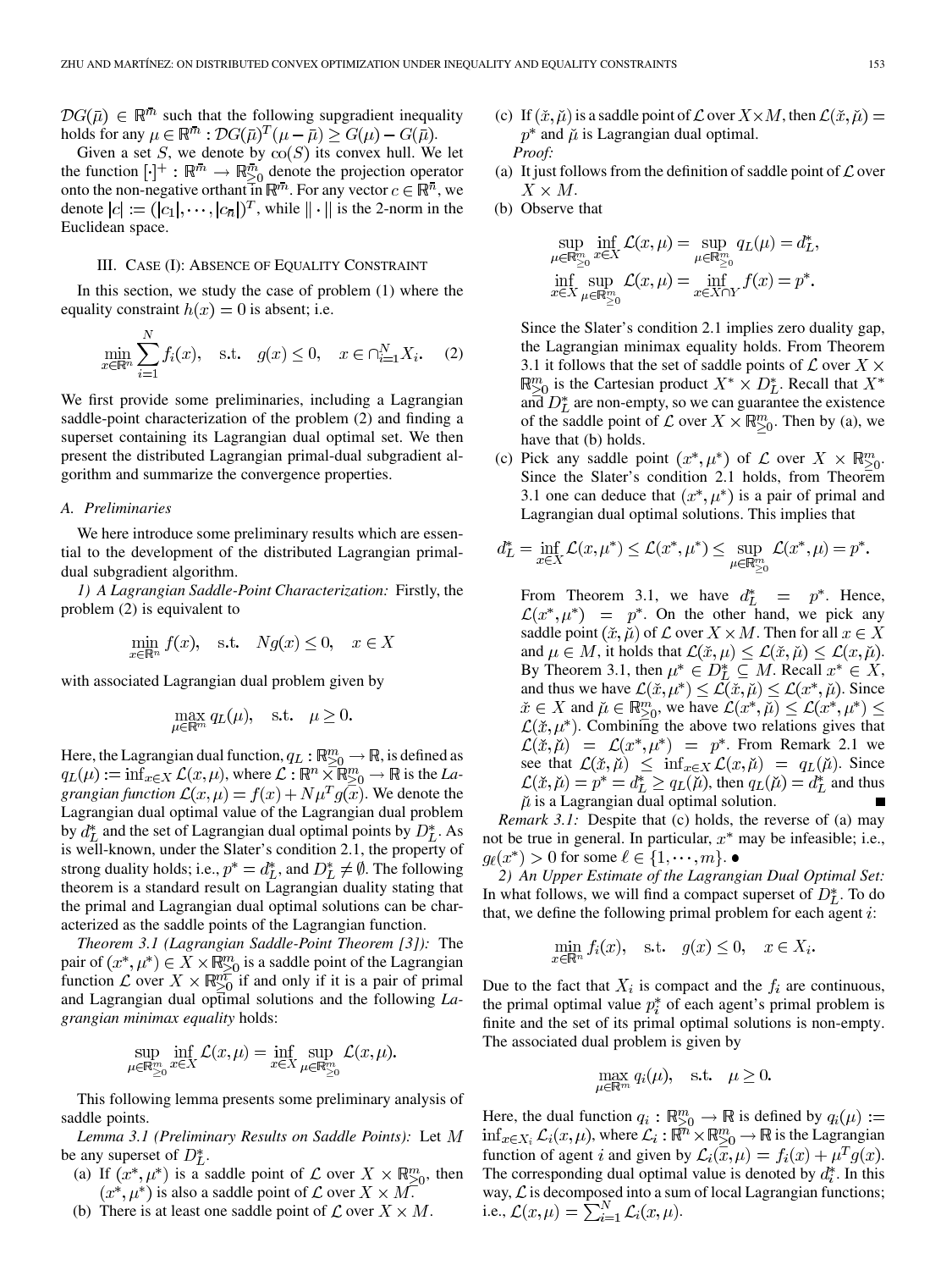$\mathcal{D}G(\bar{\mu}) \in \mathbb{R}^{\bar{m}}$ such that the following supgradient inequality holds for any $\mu \in \mathbb{R}^{\bar{m}} : \mathcal{D}G(\bar{\mu})^T(\mu - \bar{\mu}) \geq G(\mu) - G(\bar{\mu})$.

Given a set $S$, we denote by $\text{co}(S)$ its convex hull. We let the function $[\cdot]^+ : \mathbb{R}^{\bar{m}} \to \mathbb{R}^{\bar{m}}_{\geq 0}$ denote the projection operator onto the non-negative orthant in $\mathbb{R}^{\bar{m}}$. For any vector $c \in \mathbb{R}^{\bar{n}}$, we denote $|c| := (|c_1|, \cdots, |c_{\bar{n}}|)^T$, while $\|\cdot\|$ is the 2-norm in the Euclidean space.

## III. Case (I): Absence of Equality Constraint

In this section, we study the case of problem (1) where the equality constraint $h(x) = 0$ is absent; i.e.

$$\min_{x \in \mathbb{R}^n} \sum_{i=1}^N f_i(x), \quad \text{s.t.} \quad g(x) \leq 0, \quad x \in \cap_{i=1}^N X_i. \tag{2}$$

We first provide some preliminaries, including a Lagrangian saddle-point characterization of the problem (2) and finding a superset containing its Lagrangian dual optimal set. We then present the distributed Lagrangian primal-dual subgradient algorithm and summarize the convergence properties.

### A. Preliminaries

We here introduce some preliminary results which are essential to the development of the distributed Lagrangian primal-dual subgradient algorithm.

*1) A Lagrangian Saddle-Point Characterization:* Firstly, the problem (2) is equivalent to

$$\min_{x \in \mathbb{R}^n} f(x), \quad \text{s.t.} \quad Ng(x) \leq 0, \quad x \in X$$

with associated Lagrangian dual problem given by

$$\max_{\mu \in \mathbb{R}^m} q_L(\mu), \quad \text{s.t.} \quad \mu \geq 0.$$

Here, the Lagrangian dual function, $q_L : \mathbb{R}^m_{\geq 0} \to \mathbb{R}$, is defined as $q_L(\mu) := \inf_{x \in X} \mathcal{L}(x, \mu)$, where $\mathcal{L} : \mathbb{R}^n \times \mathbb{R}^m_{\geq 0} \to \mathbb{R}$ is the *Lagrangian function* $\mathcal{L}(x, \mu) = f(x) + N\mu^T g(x)$. We denote the Lagrangian dual optimal value of the Lagrangian dual problem by $d_L^*$ and the set of Lagrangian dual optimal points by $D_L^*$. As is well-known, under the Slater's condition 2.1, the property of strong duality holds; i.e., $p^* = d_L^*$, and $D_L^* \neq \emptyset$. The following theorem is a standard result on Lagrangian duality stating that the primal and Lagrangian dual optimal solutions can be characterized as the saddle points of the Lagrangian function.

*Theorem 3.1 (Lagrangian Saddle-Point Theorem [3]):* The pair of $(x^*, \mu^*) \in X \times \mathbb{R}^m_{\geq 0}$ is a saddle point of the Lagrangian function $\mathcal{L}$ over $X \times \mathbb{R}^m_{\geq 0}$ if and only if it is a pair of primal and Lagrangian dual optimal solutions and the following *Lagrangian minimax equality* holds:

$$\sup_{\mu \in \mathbb{R}^m_{\geq 0}} \inf_{x \in X} \mathcal{L}(x, \mu) = \inf_{x \in X} \sup_{\mu \in \mathbb{R}^m_{\geq 0}} \mathcal{L}(x, \mu).$$

This following lemma presents some preliminary analysis of saddle points.

*Lemma 3.1 (Preliminary Results on Saddle Points):* Let $M$ be any superset of $D_L^*$.

(a) If $(x^*, \mu^*)$ is a saddle point of $\mathcal{L}$ over $X \times \mathbb{R}^m_{\geq 0}$, then $(x^*, \mu^*)$ is also a saddle point of $\mathcal{L}$ over $X \times M$.

(b) There is at least one saddle point of $\mathcal{L}$ over $X \times M$.

(c) If $(\breve{x}, \breve{\mu})$ is a saddle point of $\mathcal{L}$ over $X \times M$, then $\mathcal{L}(\breve{x}, \breve{\mu}) = p^*$ and $\breve{\mu}$ is Lagrangian dual optimal.

*Proof:*

(a) It just follows from the definition of saddle point of $\mathcal{L}$ over $X \times M$.

(b) Observe that

$$\sup_{\mu \in \mathbb{R}^m_{\geq 0}} \inf_{x \in X} \mathcal{L}(x, \mu) = \sup_{\mu \in \mathbb{R}^m_{\geq 0}} q_L(\mu) = d_L^*,$$
$$\inf_{x \in X} \sup_{\mu \in \mathbb{R}^m_{\geq 0}} \mathcal{L}(x, \mu) = \inf_{x \in X \cap Y} f(x) = p^*.$$

Since the Slater's condition 2.1 implies zero duality gap, the Lagrangian minimax equality holds. From Theorem 3.1 it follows that the set of saddle points of $\mathcal{L}$ over $X \times \mathbb{R}^m_{\geq 0}$ is the Cartesian product $X^* \times D_L^*$. Recall that $X^*$ and $D_L^*$ are non-empty, so we can guarantee the existence of the saddle point of $\mathcal{L}$ over $X \times \mathbb{R}^m_{\geq 0}$. Then by (a), we have that (b) holds.

(c) Pick any saddle point $(x^*, \mu^*)$ of $\mathcal{L}$ over $X \times \mathbb{R}^m_{\geq 0}$. Since the Slater's condition 2.1 holds, from Theorem 3.1 one can deduce that $(x^*, \mu^*)$ is a pair of primal and Lagrangian dual optimal solutions. This implies that

$$d_L^* = \inf_{x \in X} \mathcal{L}(x, \mu^*) \leq \mathcal{L}(x^*, \mu^*) \leq \sup_{\mu \in \mathbb{R}^m_{\geq 0}} \mathcal{L}(x^*, \mu) = p^*.$$

From Theorem 3.1, we have $d_L^* = p^*$. Hence, $\mathcal{L}(x^*, \mu^*) = p^*$. On the other hand, we pick any saddle point $(\breve{x}, \breve{\mu})$ of $\mathcal{L}$ over $X \times M$. Then for all $x \in X$ and $\mu \in M$, it holds that $\mathcal{L}(\breve{x}, \mu) \leq \mathcal{L}(\breve{x}, \breve{\mu}) \leq \mathcal{L}(x, \breve{\mu})$. By Theorem 3.1, then $\mu^* \in D_L^* \subseteq M$. Recall $x^* \in X$, and thus we have $\mathcal{L}(\breve{x}, \mu^*) \leq \mathcal{L}(\breve{x}, \breve{\mu}) \leq \mathcal{L}(x^*, \breve{\mu})$. Since $\breve{x} \in X$ and $\breve{\mu} \in \mathbb{R}^m_{\geq 0}$, we have $\mathcal{L}(x^*, \breve{\mu}) \leq \mathcal{L}(x^*, \mu^*) \leq \mathcal{L}(\breve{x}, \mu^*)$. Combining the above two relations gives that $\mathcal{L}(\breve{x}, \breve{\mu}) = \mathcal{L}(x^*, \mu^*) = p^*$. From Remark 2.1 we see that $\mathcal{L}(\breve{x}, \breve{\mu}) \leq \inf_{x \in X} \mathcal{L}(x, \breve{\mu}) = q_L(\breve{\mu})$. Since $\mathcal{L}(\breve{x}, \breve{\mu}) = p^* = d_L^* \geq q_L(\breve{\mu})$, then $q_L(\breve{\mu}) = d_L^*$ and thus $\breve{\mu}$ is a Lagrangian dual optimal solution. ■

*Remark 3.1:* Despite that (c) holds, the reverse of (a) may not be true in general. In particular, $x^*$ may be infeasible; i.e., $g_\ell(x^*) > 0$ for some $\ell \in \{1, \cdots, m\}$. •

*2) An Upper Estimate of the Lagrangian Dual Optimal Set:* In what follows, we will find a compact superset of $D_L^*$. To do that, we define the following primal problem for each agent $i$:

$$\min_{x \in \mathbb{R}^n} f_i(x), \quad \text{s.t.} \quad g(x) \leq 0, \quad x \in X_i.$$

Due to the fact that $X_i$ is compact and the $f_i$ are continuous, the primal optimal value $p_i^*$ of each agent's primal problem is finite and the set of its primal optimal solutions is non-empty. The associated dual problem is given by

$$\max_{\mu \in \mathbb{R}^m} q_i(\mu), \quad \text{s.t.} \quad \mu \geq 0.$$

Here, the dual function $q_i : \mathbb{R}^m_{\geq 0} \to \mathbb{R}$ is defined by $q_i(\mu) := \inf_{x \in X_i} \mathcal{L}_i(x, \mu)$, where $\mathcal{L}_i : \mathbb{R}^n \times \mathbb{R}^m_{\geq 0} \to \mathbb{R}$ is the Lagrangian function of agent $i$ and given by $\mathcal{L}_i(x, \mu) = f_i(x) + \mu^T g(x)$. The corresponding dual optimal value is denoted by $d_i^*$. In this way, $\mathcal{L}$ is decomposed into a sum of local Lagrangian functions; i.e., $\mathcal{L}(x, \mu) = \sum_{i=1}^N \mathcal{L}_i(x, \mu)$.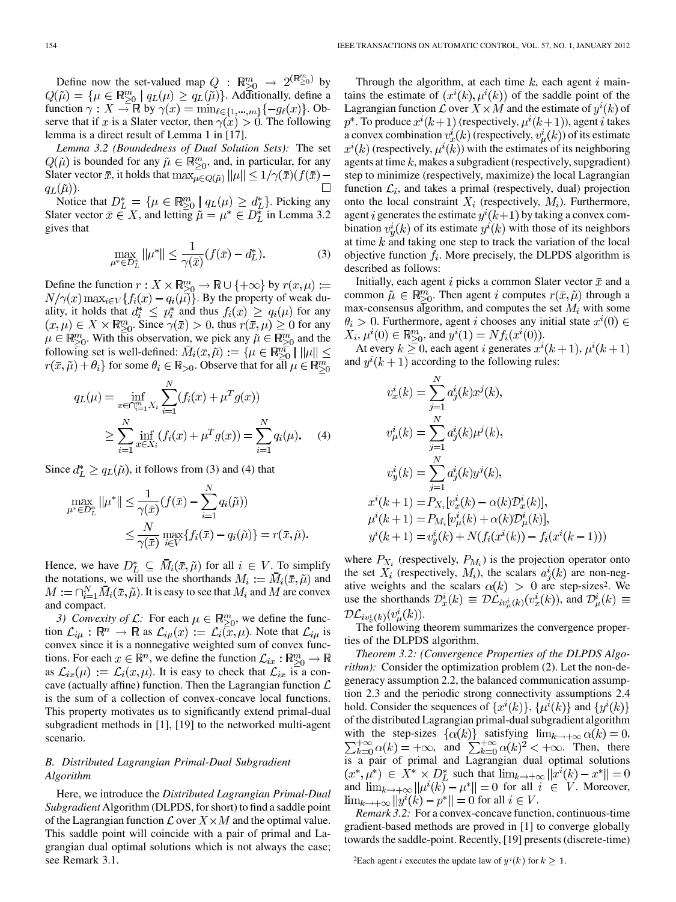Define now the set-valued map $Q : \mathbb{R}^m_{\geq 0} \to 2^{(\mathbb{R}^m_{\geq 0})}$ by $Q(\tilde{\mu}) = \{\mu \in \mathbb{R}^m_{\geq 0} \mid q_L(\mu) \geq q_L(\tilde{\mu})\}$. Additionally, define a function $\gamma : X \to \mathbb{R}$ by $\gamma(x) = \min_{\ell \in \{1,\dots,m\}}\{-g_\ell(x)\}$. Observe that if $x$ is a Slater vector, then $\gamma(x) > 0$. The following lemma is a direct result of Lemma 1 in [17].

*Lemma 3.2 (Boundedness of Dual Solution Sets):* The set $Q(\tilde{\mu})$ is bounded for any $\tilde{\mu} \in \mathbb{R}^m_{\geq 0}$, and, in particular, for any Slater vector $\bar{x}$, it holds that $\max_{\mu \in Q(\tilde{\mu})} \|\mu\| \leq 1/\gamma(\bar{x})(f(\bar{x}) - q_L(\tilde{\mu}))$. $\square$

Notice that $D_L^* = \{\mu \in \mathbb{R}^m_{\geq 0} \mid q_L(\mu) \geq d_L^*\}$. Picking any Slater vector $\bar{x} \in X$, and letting $\tilde{\mu} = \mu^* \in D_L^*$ in Lemma 3.2 gives that

$$\max_{\mu^* \in D_L^*} \|\mu^*\| \leq \frac{1}{\gamma(\bar{x})}(f(\bar{x}) - d_L^*). \tag{3}$$

Define the function $r : X \times \mathbb{R}^m_{\geq 0} \to \mathbb{R} \cup \{+\infty\}$ by $r(x,\mu) := N/\gamma(x) \max_{i \in V}\{f_i(x) - q_i(\mu)\}$. By the property of weak duality, it holds that $d_i^* \leq p_i^*$ and thus $f_i(x) \geq q_i(\mu)$ for any $(x,\mu) \in X \times \mathbb{R}^m_{\geq 0}$. Since $\gamma(\bar{x}) > 0$, thus $r(\bar{x},\mu) \geq 0$ for any $\mu \in \mathbb{R}^m_{\geq 0}$. With this observation, we pick any $\tilde{\mu} \in \mathbb{R}^m_{\geq 0}$ and the following set is well-defined: $\bar{M}_i(\bar{x},\tilde{\mu}) := \{\mu \in \mathbb{R}^m_{\geq 0} \mid \|\mu\| \leq r(\bar{x},\tilde{\mu}) + \theta_i\}$ for some $\theta_i \in \mathbb{R}_{>0}$. Observe that for all $\mu \in \mathbb{R}^m_{\geq 0}$

$$\begin{aligned} q_L(\mu) &= \inf_{x \in \cap_{i=1}^m X_i} \sum_{i=1}^N (f_i(x) + \mu^T g(x)) \\ &\geq \sum_{i=1}^N \inf_{x \in X_i}(f_i(x) + \mu^T g(x)) = \sum_{i=1}^N q_i(\mu). \end{aligned} \tag{4}$$

Since $d_L^* \geq q_L(\tilde{\mu})$, it follows from (3) and (4) that

$$\begin{aligned} \max_{\mu^* \in D_L^*} \|\mu^*\| &\leq \frac{1}{\gamma(\bar{x})}(f(\bar{x}) - \sum_{i=1}^N q_i(\tilde{\mu})) \\ &\leq \frac{N}{\gamma(\bar{x})} \max_{i \in V}\{f_i(\bar{x}) - q_i(\tilde{\mu})\} = r(\bar{x},\tilde{\mu}). \end{aligned}$$

Hence, we have $D_L^* \subseteq \bar{M}_i(\bar{x},\tilde{\mu})$ for all $i \in V$. To simplify the notations, we will use the shorthands $M_i := \bar{M}_i(\bar{x},\tilde{\mu})$ and $M := \cap_{i=1}^N \bar{M}_i(\bar{x},\tilde{\mu})$. It is easy to see that $M_i$ and $M$ are convex and compact.

*3) Convexity of $\mathcal{L}$:* For each $\mu \in \mathbb{R}^m_{\geq 0}$, we define the function $\mathcal{L}_{i\mu} : \mathbb{R}^n \to \mathbb{R}$ as $\mathcal{L}_{i\mu}(x) := \mathcal{L}_i(x,\mu)$. Note that $\mathcal{L}_{i\mu}$ is convex since it is a nonnegative weighted sum of convex functions. For each $x \in \mathbb{R}^n$, we define the function $\mathcal{L}_{ix} : \mathbb{R}^m_{\geq 0} \to \mathbb{R}$ as $\mathcal{L}_{ix}(\mu) := \mathcal{L}_i(x,\mu)$. It is easy to check that $\mathcal{L}_{ix}$ is a concave (actually affine) function. Then the Lagrangian function $\mathcal{L}$ is the sum of a collection of convex-concave local functions. This property motivates us to significantly extend primal-dual subgradient methods in [1], [19] to the networked multi-agent scenario.

### B. Distributed Lagrangian Primal-Dual Subgradient Algorithm

Here, we introduce the *Distributed Lagrangian Primal-Dual Subgradient* Algorithm (DLPDS, for short) to find a saddle point of the Lagrangian function $\mathcal{L}$ over $X \times M$ and the optimal value. This saddle point will coincide with a pair of primal and Lagrangian dual optimal solutions which is not always the case; see Remark 3.1.

Through the algorithm, at each time $k$, each agent $i$ maintains the estimate of $(x^i(k), \mu^i(k))$ of the saddle point of the Lagrangian function $\mathcal{L}$ over $X \times M$ and the estimate of $y^i(k)$ of $p^*$. To produce $x^i(k+1)$ (respectively, $\mu^i(k+1)$), agent $i$ takes a convex combination $v_x^i(k)$ (respectively, $v_\mu^i(k)$) of its estimate $x^i(k)$ (respectively, $\mu^i(k)$) with the estimates of its neighboring agents at time $k$, makes a subgradient (respectively, supgradient) step to minimize (respectively, maximize) the local Lagrangian function $\mathcal{L}_i$, and takes a primal (respectively, dual) projection onto the local constraint $X_i$ (respectively, $M_i$). Furthermore, agent $i$ generates the estimate $y^i(k+1)$ by taking a convex combination $v_y^i(k)$ of its estimate $y^i(k)$ with those of its neighbors at time $k$ and taking one step to track the variation of the local objective function $f_i$. More precisely, the DLPDS algorithm is described as follows:

Initially, each agent $i$ picks a common Slater vector $\bar{x}$ and a common $\tilde{\mu} \in \mathbb{R}^m_{\geq 0}$. Then agent $i$ computes $r(\bar{x},\tilde{\mu})$ through a max-consensus algorithm, and computes the set $M_i$ with some $\theta_i > 0$. Furthermore, agent $i$ chooses any initial state $x^i(0) \in X_i$, $\mu^i(0) \in \mathbb{R}^m_{\geq 0}$, and $y^i(1) = Nf_i(x^i(0))$.

At every $k \geq 0$, each agent $i$ generates $x^i(k+1)$, $\mu^i(k+1)$ and $y^i(k+1)$ according to the following rules:

$$\begin{aligned} v_x^i(k) &= \sum_{j=1}^N a_j^i(k) x^j(k), \\ v_\mu^i(k) &= \sum_{j=1}^N a_j^i(k) \mu^j(k), \\ v_y^i(k) &= \sum_{j=1}^N a_j^i(k) y^j(k), \\ x^i(k+1) &= P_{X_i}[v_x^i(k) - \alpha(k)\mathcal{D}_x^i(k)], \\ \mu^i(k+1) &= P_{M_i}[v_\mu^i(k) + \alpha(k)\mathcal{D}_\mu^i(k)], \\ y^i(k+1) &= v_y^i(k) + N(f_i(x^i(k)) - f_i(x^i(k-1))) \end{aligned}$$

where $P_{X_i}$ (respectively, $P_{M_i}$) is the projection operator onto the set $X_i$ (respectively, $M_i$), the scalars $a_j^i(k)$ are non-negative weights and the scalars $\alpha(k) > 0$ are step-sizes[2]. We use the shorthands $\mathcal{D}_x^i(k) \equiv \mathcal{D}\mathcal{L}_{iv_\mu^i(k)}(v_x^i(k))$, and $\mathcal{D}_\mu^i(k) \equiv \mathcal{D}\mathcal{L}_{iv_x^i(k)}(v_\mu^i(k))$.

The following theorem summarizes the convergence properties of the DLPDS algorithm.

*Theorem 3.2: (Convergence Properties of the DLPDS Algorithm):* Consider the optimization problem (2). Let the non-degeneracy assumption 2.2, the balanced communication assumption 2.3 and the periodic strong connectivity assumptions 2.4 hold. Consider the sequences of $\{x^i(k)\}$, $\{\mu^i(k)\}$ and $\{y^i(k)\}$ of the distributed Lagrangian primal-dual subgradient algorithm with the step-sizes $\{\alpha(k)\}$ satisfying $\lim_{k\to+\infty}\alpha(k) = 0$, $\sum_{k=0}^{+\infty}\alpha(k) = +\infty$, and $\sum_{k=0}^{+\infty}\alpha(k)^2 < +\infty$. Then, there is a pair of primal and Lagrangian dual optimal solutions $(x^*,\mu^*) \in X^* \times D_L^*$ such that $\lim_{k\to+\infty}\|x^i(k) - x^*\| = 0$ and $\lim_{k\to+\infty}\|\mu^i(k) - \mu^*\| = 0$ for all $i \in V$. Moreover, $\lim_{k\to+\infty}\|y^i(k) - p^*\| = 0$ for all $i \in V$.

*Remark 3.2:* For a convex-concave function, continuous-time gradient-based methods are proved in [1] to converge globally towards the saddle-point. Recently, [19] presents (discrete-time)

[2]Each agent $i$ executes the update law of $y^i(k)$ for $k \geq 1$.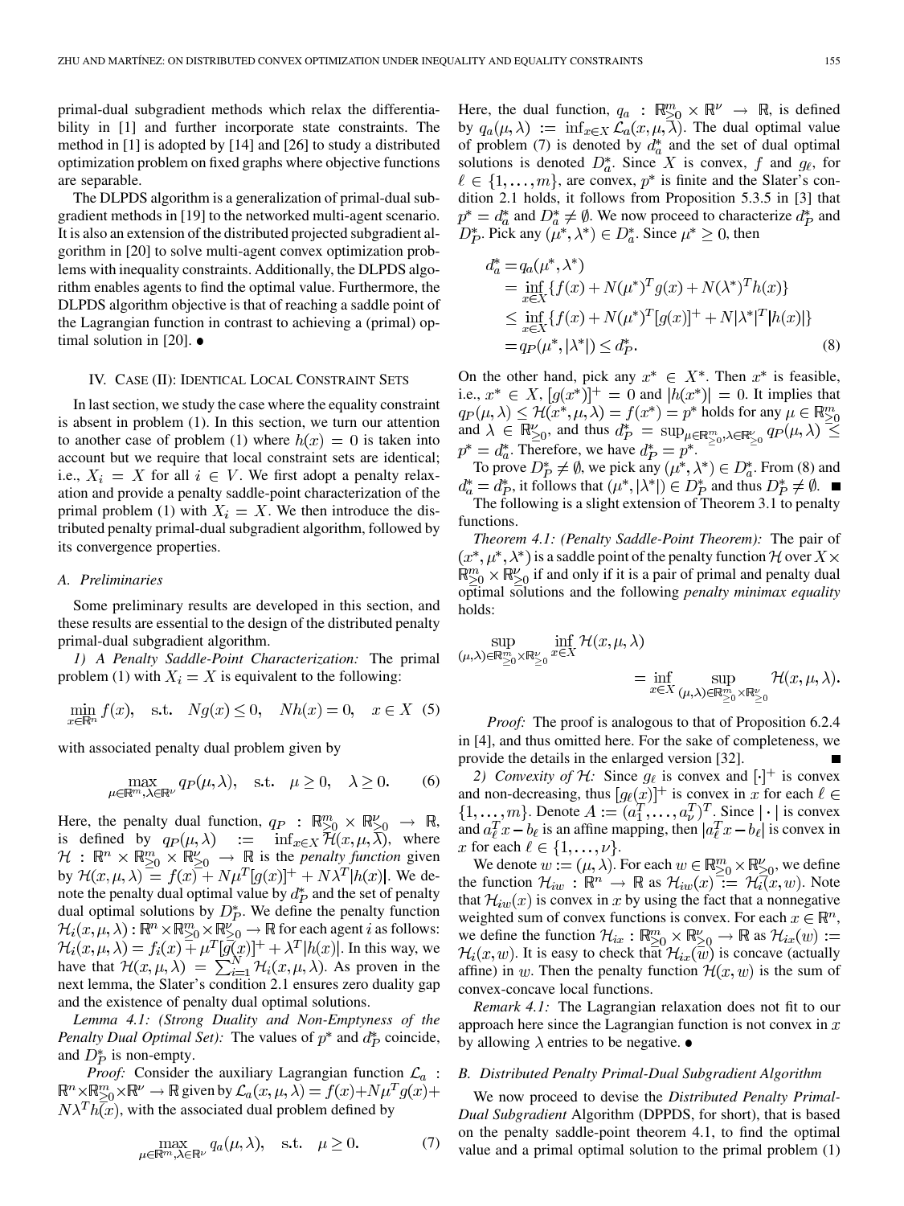primal-dual subgradient methods which relax the differentiability in [1] and further incorporate state constraints. The method in [1] is adopted by [14] and [26] to study a distributed optimization problem on fixed graphs where objective functions are separable.

The DLPDS algorithm is a generalization of primal-dual subgradient methods in [19] to the networked multi-agent scenario. It is also an extension of the distributed projected subgradient algorithm in [20] to solve multi-agent convex optimization problems with inequality constraints. Additionally, the DLPDS algorithm enables agents to find the optimal value. Furthermore, the DLPDS algorithm objective is that of reaching a saddle point of the Lagrangian function in contrast to achieving a (primal) optimal solution in [20]. •

## IV. Case (II): Identical Local Constraint Sets

In last section, we study the case where the equality constraint is absent in problem (1). In this section, we turn our attention to another case of problem (1) where $h(x) = 0$ is taken into account but we require that local constraint sets are identical; i.e., $X_i = X$ for all $i \in V$. We first adopt a penalty relaxation and provide a penalty saddle-point characterization of the primal problem (1) with $X_i = X$. We then introduce the distributed penalty primal-dual subgradient algorithm, followed by its convergence properties.

### A. Preliminaries

Some preliminary results are developed in this section, and these results are essential to the design of the distributed penalty primal-dual subgradient algorithm.

*1) A Penalty Saddle-Point Characterization:* The primal problem (1) with $X_i = X$ is equivalent to the following:

$$\min_{x\in\mathbb{R}^n} f(x), \quad \text{s.t.} \quad Ng(x) \leq 0, \quad Nh(x) = 0, \quad x \in X \quad (5)$$

with associated penalty dual problem given by

$$\max_{\mu\in\mathbb{R}^m, \lambda\in\mathbb{R}^\nu} q_P(\mu, \lambda), \quad \text{s.t.} \quad \mu \geq 0, \quad \lambda \geq 0. \quad (6)$$

Here, the penalty dual function, $q_P : \mathbb{R}^m_{\geq 0} \times \mathbb{R}^\nu_{\geq 0} \to \mathbb{R}$, is defined by $q_P(\mu, \lambda) := \inf_{x\in X} \mathcal{H}(x, \mu, \lambda)$, where $\mathcal{H} : \mathbb{R}^n \times \mathbb{R}^m_{\geq 0} \times \mathbb{R}^\nu_{\geq 0} \to \mathbb{R}$ is the *penalty function* given by $\mathcal{H}(x, \mu, \lambda) = f(x) + N\mu^T[g(x)]^+ + N\lambda^T|h(x)|$. We denote the penalty dual optimal value by $d^*_P$ and the set of penalty dual optimal solutions by $D^*_P$. We define the penalty function $\mathcal{H}_i(x, \mu, \lambda) : \mathbb{R}^n \times \mathbb{R}^m_{\geq 0} \times \mathbb{R}^\nu_{\geq 0} \to \mathbb{R}$ for each agent $i$ as follows: $\mathcal{H}_i(x, \mu, \lambda) = f_i(x) + \mu^T[g(x)]^+ + \lambda^T|h(x)|$. In this way, we have that $\mathcal{H}(x, \mu, \lambda) = \sum_{i=1}^N \mathcal{H}_i(x, \mu, \lambda)$. As proven in the next lemma, the Slater's condition 2.1 ensures zero duality gap and the existence of penalty dual optimal solutions.

*Lemma 4.1: (Strong Duality and Non-Emptyness of the Penalty Dual Optimal Set):* The values of $p^*$ and $d^*_P$ coincide, and $D^*_P$ is non-empty.

*Proof:* Consider the auxiliary Lagrangian function $\mathcal{L}_a : \mathbb{R}^n \times \mathbb{R}^m_{\geq 0} \times \mathbb{R}^\nu \to \mathbb{R}$ given by $\mathcal{L}_a(x, \mu, \lambda) = f(x) + N\mu^T g(x) + N\lambda^T h(x)$, with the associated dual problem defined by

$$\max_{\mu\in\mathbb{R}^m, \lambda\in\mathbb{R}^\nu} q_a(\mu, \lambda), \quad \text{s.t.} \quad \mu \geq 0. \quad (7)$$

Here, the dual function, $q_a : \mathbb{R}^m_{\geq 0} \times \mathbb{R}^\nu \to \mathbb{R}$, is defined by $q_a(\mu, \lambda) := \inf_{x\in X} \mathcal{L}_a(x, \mu, \lambda)$. The dual optimal value of problem (7) is denoted by $d^*_a$ and the set of dual optimal solutions is denoted $D^*_a$. Since $X$ is convex, $f$ and $g_\ell$, for $\ell \in \{1, \ldots, m\}$, are convex, $p^*$ is finite and the Slater's condition 2.1 holds, it follows from Proposition 5.3.5 in [3] that $p^* = d^*_a$ and $D^*_a \neq \emptyset$. We now proceed to characterize $d^*_P$ and $D^*_P$. Pick any $(\mu^*, \lambda^*) \in D^*_a$. Since $\mu^* \geq 0$, then

$$\begin{aligned}
d^*_a &= q_a(\mu^*, \lambda^*) \\
&= \inf_{x\in X}\{f(x) + N(\mu^*)^T g(x) + N(\lambda^*)^T h(x)\} \\
&\leq \inf_{x\in X}\{f(x) + N(\mu^*)^T[g(x)]^+ + N|\lambda^*|^T|h(x)|\} \\
&= q_P(\mu^*, |\lambda^*|) \leq d^*_P. \qquad (8)
\end{aligned}$$

On the other hand, pick any $x^* \in X^*$. Then $x^*$ is feasible, i.e., $x^* \in X$, $[g(x^*)]^+ = 0$ and $|h(x^*)| = 0$. It implies that $q_P(\mu, \lambda) \leq \mathcal{H}(x^*, \mu, \lambda) = f(x^*) = p^*$ holds for any $\mu \in \mathbb{R}^m_{\geq 0}$ and $\lambda \in \mathbb{R}^\nu_{\geq 0}$, and thus $d^*_P = \sup_{\mu\in\mathbb{R}^m_{\geq 0}, \lambda\in\mathbb{R}^\nu_{\geq 0}} q_P(\mu, \lambda) \leq p^* = d^*_a$. Therefore, we have $d^*_P = p^*$.

To prove $D^*_P \neq \emptyset$, we pick any $(\mu^*, \lambda^*) \in D^*_a$. From (8) and $d^*_a = d^*_P$, it follows that $(\mu^*, |\lambda^*|) \in D^*_P$ and thus $D^*_P \neq \emptyset$. ∎

The following is a slight extension of Theorem 3.1 to penalty functions.

*Theorem 4.1: (Penalty Saddle-Point Theorem):* The pair of $(x^*, \mu^*, \lambda^*)$ is a saddle point of the penalty function $\mathcal{H}$ over $X \times \mathbb{R}^m_{\geq 0} \times \mathbb{R}^\nu_{\geq 0}$ if and only if it is a pair of primal and penalty dual optimal solutions and the following *penalty minimax equality* holds:

$$\sup_{(\mu,\lambda)\in\mathbb{R}^m_{\geq 0}\times\mathbb{R}^\nu_{\geq 0}} \inf_{x\in X} \mathcal{H}(x, \mu, \lambda) = \inf_{x\in X} \sup_{(\mu,\lambda)\in\mathbb{R}^m_{\geq 0}\times\mathbb{R}^\nu_{\geq 0}} \mathcal{H}(x, \mu, \lambda).$$

*Proof:* The proof is analogous to that of Proposition 6.2.4 in [4], and thus omitted here. For the sake of completeness, we provide the details in the enlarged version [32]. ∎

*2) Convexity of $\mathcal{H}$:* Since $g_\ell$ is convex and $[\cdot]^+$ is convex and non-decreasing, thus $[g_\ell(x)]^+$ is convex in $x$ for each $\ell \in \{1, \ldots, m\}$. Denote $A := (a_1^T, \ldots, a_\nu^T)^T$. Since $|\cdot|$ is convex and $a_\ell^T x - b_\ell$ is an affine mapping, then $|a_\ell^T x - b_\ell|$ is convex in $x$ for each $\ell \in \{1, \ldots, \nu\}$.

We denote $w := (\mu, \lambda)$. For each $w \in \mathbb{R}^m_{\geq 0} \times \mathbb{R}^\nu_{\geq 0}$, we define the function $\mathcal{H}_{iw} : \mathbb{R}^n \to \mathbb{R}$ as $\mathcal{H}_{iw}(x) := \mathcal{H}_i(x, w)$. Note that $\mathcal{H}_{iw}(x)$ is convex in $x$ by using the fact that a nonnegative weighted sum of convex functions is convex. For each $x \in \mathbb{R}^n$, we define the function $\mathcal{H}_{ix} : \mathbb{R}^m_{\geq 0} \times \mathbb{R}^\nu_{\geq 0} \to \mathbb{R}$ as $\mathcal{H}_{ix}(w) := \mathcal{H}_i(x, w)$. It is easy to check that $\mathcal{H}_{ix}(w)$ is concave (actually affine) in $w$. Then the penalty function $\mathcal{H}(x, w)$ is the sum of convex-concave local functions.

*Remark 4.1:* The Lagrangian relaxation does not fit to our approach here since the Lagrangian function is not convex in $x$ by allowing $\lambda$ entries to be negative. •

### B. Distributed Penalty Primal-Dual Subgradient Algorithm

We now proceed to devise the *Distributed Penalty Primal-Dual Subgradient* Algorithm (DPPDS, for short), that is based on the penalty saddle-point theorem 4.1, to find the optimal value and a primal optimal solution to the primal problem (1)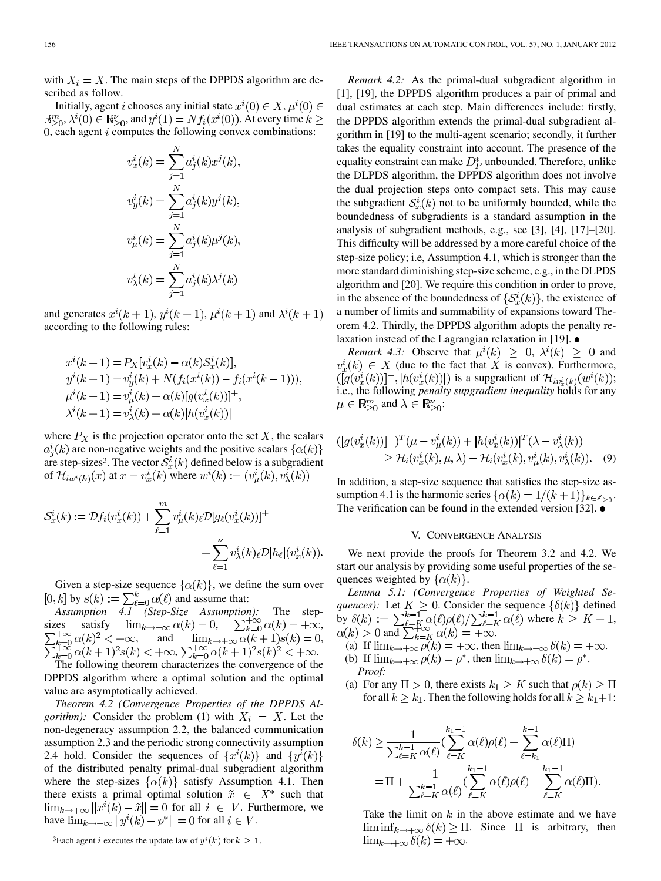with $X_i = X$. The main steps of the DPPDS algorithm are described as follow.

Initially, agent $i$ chooses any initial state $x^i(0) \in X$, $\mu^i(0) \in \mathbb{R}^m_{\geq 0}$, $\lambda^i(0) \in \mathbb{R}^\nu_{\geq 0}$, and $y^i(1) = Nf_i(x^i(0))$. At every time $k \geq 0$, each agent $i$ computes the following convex combinations:

$$v_x^i(k) = \sum_{j=1}^N a_j^i(k) x^j(k),$$

$$v_y^i(k) = \sum_{j=1}^N a_j^i(k) y^j(k),$$

$$v_\mu^i(k) = \sum_{j=1}^N a_j^i(k) \mu^j(k),$$

$$v_\lambda^i(k) = \sum_{j=1}^N a_j^i(k) \lambda^j(k)$$

and generates $x^i(k+1)$, $y^i(k+1)$, $\mu^i(k+1)$ and $\lambda^i(k+1)$ according to the following rules:

$$x^i(k+1) = P_X[v_x^i(k) - \alpha(k)\mathcal{S}_x^i(k)],$$
$$y^i(k+1) = v_y^i(k) + N(f_i(x^i(k)) - f_i(x^i(k-1))),$$
$$\mu^i(k+1) = v_\mu^i(k) + \alpha(k)[g(v_x^i(k))]^+,$$
$$\lambda^i(k+1) = v_\lambda^i(k) + \alpha(k)|h(v_x^i(k))|$$

where $P_X$ is the projection operator onto the set $X$, the scalars $a_j^i(k)$ are non-negative weights and the positive scalars $\{\alpha(k)\}$ are step-sizes[3]. The vector $\mathcal{S}_x^i(k)$ defined below is a subgradient of $\mathcal{H}_{iw^i(k)}(x)$ at $x = v_x^i(k)$ where $w^i(k) := (v_\mu^i(k), v_\lambda^i(k))$

$$\mathcal{S}_x^i(k) := \mathcal{D}f_i(v_x^i(k)) + \sum_{\ell=1}^m v_\mu^i(k)_\ell \mathcal{D}[g_\ell(v_x^i(k))]^+ + \sum_{\ell=1}^\nu v_\lambda^i(k)_\ell \mathcal{D}|h_\ell|(v_x^i(k)).$$

Given a step-size sequence $\{\alpha(k)\}$, we define the sum over $[0, k]$ by $s(k) := \sum_{\ell=0}^k \alpha(\ell)$ and assume that:

*Assumption 4.1 (Step-Size Assumption):* The step-sizes satisfy $\lim_{k\to+\infty}\alpha(k) = 0$, $\sum_{k=0}^{+\infty}\alpha(k) = +\infty$, $\sum_{k=0}^{+\infty}\alpha(k)^2 < +\infty$, and $\lim_{k\to+\infty}\alpha(k+1)s(k) = 0$, $\sum_{k=0}^{+\infty}\alpha(k+1)^2 s(k) < +\infty$, $\sum_{k=0}^{+\infty}\alpha(k+1)^2 s(k)^2 < +\infty$.

The following theorem characterizes the convergence of the DPPDS algorithm where a optimal solution and the optimal value are asymptotically achieved.

*Theorem 4.2 (Convergence Properties of the DPPDS Algorithm):* Consider the problem (1) with $X_i = X$. Let the non-degeneracy assumption 2.2, the balanced communication assumption 2.3 and the periodic strong connectivity assumption 2.4 hold. Consider the sequences of $\{x^i(k)\}$ and $\{y^i(k)\}$ of the distributed penalty primal-dual subgradient algorithm where the step-sizes $\{\alpha(k)\}$ satisfy Assumption 4.1. Then there exists a primal optimal solution $\tilde{x} \in X^*$ such that $\lim_{k\to+\infty}\|x^i(k) - \tilde{x}\| = 0$ for all $i \in V$. Furthermore, we have $\lim_{k\to+\infty}\|y^i(k) - p^*\| = 0$ for all $i \in V$.

[3] Each agent $i$ executes the update law of $y^i(k)$ for $k \geq 1$.

*Remark 4.2:* As the primal-dual subgradient algorithm in [1], [19], the DPPDS algorithm produces a pair of primal and dual estimates at each step. Main differences include: firstly, the DPPDS algorithm extends the primal-dual subgradient algorithm in [19] to the multi-agent scenario; secondly, it further takes the equality constraint into account. The presence of the equality constraint can make $D_P^*$ unbounded. Therefore, unlike the DLPDS algorithm, the DPPDS algorithm does not involve the dual projection steps onto compact sets. This may cause the subgradient $\mathcal{S}_x^i(k)$ not to be uniformly bounded, while the boundedness of subgradients is a standard assumption in the analysis of subgradient methods, e.g., see [3], [4], [17]–[20]. This difficulty will be addressed by a more careful choice of the step-size policy; i.e, Assumption 4.1, which is stronger than the more standard diminishing step-size scheme, e.g., in the DLPDS algorithm and [20]. We require this condition in order to prove, in the absence of the boundedness of $\{\mathcal{S}_x^i(k)\}$, the existence of a number of limits and summability of expansions toward Theorem 4.2. Thirdly, the DPPDS algorithm adopts the penalty relaxation instead of the Lagrangian relaxation in [19]. •

*Remark 4.3:* Observe that $\mu^i(k) \geq 0$, $\lambda^i(k) \geq 0$ and $v_x^i(k) \in X$ (due to the fact that $X$ is convex). Furthermore, $([g(v_x^i(k))]^+, |h(v_x^i(k))|)$ is a supgradient of $\mathcal{H}_{iv_x^i(k)}(w^i(k))$; i.e., the following *penalty supgradient inequality* holds for any $\mu \in \mathbb{R}^m_{\geq 0}$ and $\lambda \in \mathbb{R}^\nu_{\geq 0}$:

$$([g(v_x^i(k))]^+)^T(\mu - v_\mu^i(k)) + |h(v_x^i(k))|^T(\lambda - v_\lambda^i(k)) \geq \mathcal{H}_i(v_x^i(k), \mu, \lambda) - \mathcal{H}_i(v_x^i(k), v_\mu^i(k), v_\lambda^i(k)). \quad (9)$$

In addition, a step-size sequence that satisfies the step-size assumption 4.1 is the harmonic series $\{\alpha(k) = 1/(k+1)\}_{k\in\mathbb{Z}_{\geq 0}}$. The verification can be found in the extended version [32]. •

## V. Convergence Analysis

We next provide the proofs for Theorem 3.2 and 4.2. We start our analysis by providing some useful properties of the sequences weighted by $\{\alpha(k)\}$.

*Lemma 5.1: (Convergence Properties of Weighted Sequences):* Let $K \geq 0$. Consider the sequence $\{\delta(k)\}$ defined by $\delta(k) := \sum_{\ell=K}^{k-1}\alpha(\ell)\rho(\ell)/\sum_{\ell=K}^{k-1}\alpha(\ell)$ where $k \geq K+1$, $\alpha(k) > 0$ and $\sum_{k=K}^{+\infty}\alpha(k) = +\infty$.

(a) If $\lim_{k\to+\infty}\rho(k) = +\infty$, then $\lim_{k\to+\infty}\delta(k) = +\infty$.

(b) If $\lim_{k\to+\infty}\rho(k) = \rho^*$, then $\lim_{k\to+\infty}\delta(k) = \rho^*$.

*Proof:*

(a) For any $\Pi > 0$, there exists $k_1 \geq K$ such that $\rho(k) \geq \Pi$ for all $k \geq k_1$. Then the following holds for all $k \geq k_1+1$:

$$\delta(k) \geq \frac{1}{\sum_{\ell=K}^{k-1}\alpha(\ell)}\left(\sum_{\ell=K}^{k_1-1}\alpha(\ell)\rho(\ell) + \sum_{\ell=k_1}^{k-1}\alpha(\ell)\Pi\right)$$
$$= \Pi + \frac{1}{\sum_{\ell=K}^{k-1}\alpha(\ell)}\left(\sum_{\ell=K}^{k_1-1}\alpha(\ell)\rho(\ell) - \sum_{\ell=K}^{k_1-1}\alpha(\ell)\Pi\right).$$

Take the limit on $k$ in the above estimate and we have $\liminf_{k\to+\infty}\delta(k) \geq \Pi$. Since $\Pi$ is arbitrary, then $\lim_{k\to+\infty}\delta(k) = +\infty$.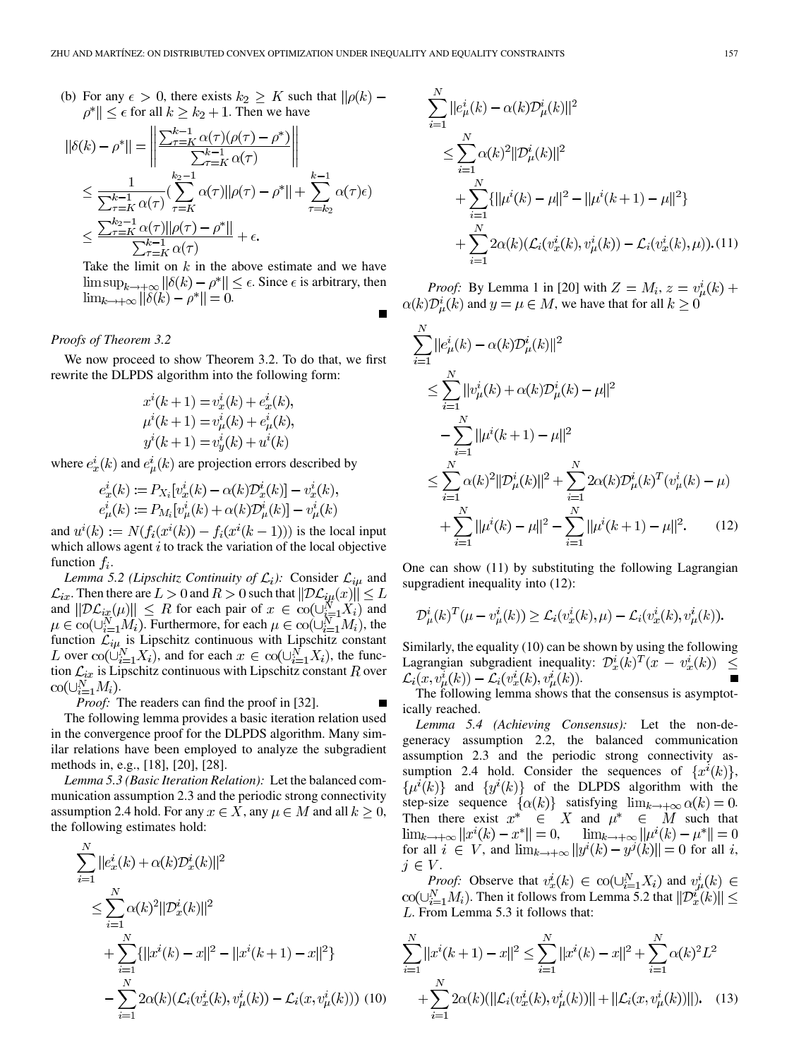(b) For any $\epsilon > 0$, there exists $k_2 \geq K$ such that $\|\rho(k) - \rho^*\| \leq \epsilon$ for all $k \geq k_2 + 1$. Then we have

$$\|\delta(k) - \rho^*\| = \left\| \frac{\sum_{\tau=K}^{k-1} \alpha(\tau)(\rho(\tau) - \rho^*)}{\sum_{\tau=K}^{k-1} \alpha(\tau)} \right\|$$
$$\leq \frac{1}{\sum_{\tau=K}^{k-1} \alpha(\tau)} \left( \sum_{\tau=K}^{k_2-1} \alpha(\tau)\|\rho(\tau) - \rho^*\| + \sum_{\tau=k_2}^{k-1} \alpha(\tau)\epsilon \right)$$
$$\leq \frac{\sum_{\tau=K}^{k_2-1} \alpha(\tau)\|\rho(\tau) - \rho^*\|}{\sum_{\tau=K}^{k-1} \alpha(\tau)} + \epsilon.$$

Take the limit on $k$ in the above estimate and we have $\limsup_{k\to+\infty} \|\delta(k) - \rho^*\| \leq \epsilon$. Since $\epsilon$ is arbitrary, then $\lim_{k\to+\infty} \|\delta(k) - \rho^*\| = 0$. ∎

### *Proofs of Theorem 3.2*

We now proceed to show Theorem 3.2. To do that, we first rewrite the DLPDS algorithm into the following form:

$$x^i(k+1) = v_x^i(k) + e_x^i(k),$$
$$\mu^i(k+1) = v_\mu^i(k) + e_\mu^i(k),$$
$$y^i(k+1) = v_y^i(k) + u^i(k)$$

where $e_x^i(k)$ and $e_\mu^i(k)$ are projection errors described by

$$e_x^i(k) := P_{X_i}[v_x^i(k) - \alpha(k)\mathcal{D}_x^i(k)] - v_x^i(k),$$
$$e_\mu^i(k) := P_{M_i}[v_\mu^i(k) + \alpha(k)\mathcal{D}_\mu^i(k)] - v_\mu^i(k)$$

and $u^i(k) := N(f_i(x^i(k)) - f_i(x^i(k-1)))$ is the local input which allows agent $i$ to track the variation of the local objective function $f_i$.

*Lemma 5.2 (Lipschitz Continuity of $\mathcal{L}_i$):* Consider $\mathcal{L}_{i\mu}$ and $\mathcal{L}_{ix}$. Then there are $L > 0$ and $R > 0$ such that $\|\mathcal{D}\mathcal{L}_{i\mu}(x)\| \leq L$ and $\|\mathcal{D}\mathcal{L}_{ix}(\mu)\| \leq R$ for each pair of $x \in \text{co}(\cup_{i=1}^N X_i)$ and $\mu \in \text{co}(\cup_{i=1}^N M_i)$. Furthermore, for each $\mu \in \text{co}(\cup_{i=1}^N M_i)$, the function $\mathcal{L}_{i\mu}$ is Lipschitz continuous with Lipschitz constant $L$ over $\text{co}(\cup_{i=1}^N X_i)$, and for each $x \in \text{co}(\cup_{i=1}^N X_i)$, the function $\mathcal{L}_{ix}$ is Lipschitz continuous with Lipschitz constant $R$ over $\text{co}(\cup_{i=1}^N M_i)$.

*Proof:* The readers can find the proof in [32]. ∎

The following lemma provides a basic iteration relation used in the convergence proof for the DLPDS algorithm. Many similar relations have been employed to analyze the subgradient methods in, e.g., [18], [20], [28].

*Lemma 5.3 (Basic Iteration Relation):* Let the balanced communication assumption 2.3 and the periodic strong connectivity assumption 2.4 hold. For any $x \in X$, any $\mu \in M$ and all $k \geq 0$, the following estimates hold:

$$\sum_{i=1}^N \|e_x^i(k) + \alpha(k)\mathcal{D}_x^i(k)\|^2$$
$$\leq \sum_{i=1}^N \alpha(k)^2 \|\mathcal{D}_x^i(k)\|^2$$
$$+ \sum_{i=1}^N \{\|x^i(k) - x\|^2 - \|x^i(k+1) - x\|^2\}$$
$$- \sum_{i=1}^N 2\alpha(k)(\mathcal{L}_i(v_x^i(k), v_\mu^i(k)) - \mathcal{L}_i(x, v_\mu^i(k))) \quad (10)$$

$$\sum_{i=1}^N \|e_\mu^i(k) - \alpha(k)\mathcal{D}_\mu^i(k)\|^2$$
$$\leq \sum_{i=1}^N \alpha(k)^2 \|\mathcal{D}_\mu^i(k)\|^2$$
$$+ \sum_{i=1}^N \{\|\mu^i(k) - \mu\|^2 - \|\mu^i(k+1) - \mu\|^2\}$$
$$+ \sum_{i=1}^N 2\alpha(k)(\mathcal{L}_i(v_x^i(k), v_\mu^i(k)) - \mathcal{L}_i(v_x^i(k), \mu)). \quad (11)$$

*Proof:* By Lemma 1 in [20] with $Z = M_i$, $z = v_\mu^i(k) + \alpha(k)\mathcal{D}_\mu^i(k)$ and $y = \mu \in M$, we have that for all $k \geq 0$

$$\sum_{i=1}^N \|e_\mu^i(k) - \alpha(k)\mathcal{D}_\mu^i(k)\|^2$$
$$\leq \sum_{i=1}^N \|v_\mu^i(k) + \alpha(k)\mathcal{D}_\mu^i(k) - \mu\|^2$$
$$- \sum_{i=1}^N \|\mu^i(k+1) - \mu\|^2$$
$$\leq \sum_{i=1}^N \alpha(k)^2 \|\mathcal{D}_\mu^i(k)\|^2 + \sum_{i=1}^N 2\alpha(k)\mathcal{D}_\mu^i(k)^T(v_\mu^i(k) - \mu)$$
$$+ \sum_{i=1}^N \|\mu^i(k) - \mu\|^2 - \sum_{i=1}^N \|\mu^i(k+1) - \mu\|^2. \quad (12)$$

One can show (11) by substituting the following Lagrangian supgradient inequality into (12):

$$\mathcal{D}_\mu^i(k)^T(\mu - v_\mu^i(k)) \geq \mathcal{L}_i(v_x^i(k), \mu) - \mathcal{L}_i(v_x^i(k), v_\mu^i(k)).$$

Similarly, the equality (10) can be shown by using the following Lagrangian subgradient inequality: $\mathcal{D}_x^i(k)^T(x - v_x^i(k)) \leq \mathcal{L}_i(x, v_\mu^i(k)) - \mathcal{L}_i(v_x^i(k), v_\mu^i(k))$. ∎

The following lemma shows that the consensus is asymptotically reached.

*Lemma 5.4 (Achieving Consensus):* Let the non-degeneracy assumption 2.2, the balanced communication assumption 2.3 and the periodic strong connectivity assumption 2.4 hold. Consider the sequences of $\{x^i(k)\}$, $\{\mu^i(k)\}$ and $\{y^i(k)\}$ of the DLPDS algorithm with the step-size sequence $\{\alpha(k)\}$ satisfying $\lim_{k\to+\infty} \alpha(k) = 0$. Then there exist $x^* \in X$ and $\mu^* \in M$ such that $\lim_{k\to+\infty} \|x^i(k) - x^*\| = 0$, $\lim_{k\to+\infty} \|\mu^i(k) - \mu^*\| = 0$ for all $i \in V$, and $\lim_{k\to+\infty} \|y^i(k) - y^j(k)\| = 0$ for all $i$, $j \in V$.

*Proof:* Observe that $v_x^i(k) \in \text{co}(\cup_{i=1}^N X_i)$ and $v_\mu^i(k) \in \text{co}(\cup_{i=1}^N M_i)$. Then it follows from Lemma 5.2 that $\|\mathcal{D}_x^i(k)\| \leq L$. From Lemma 5.3 it follows that:

$$\sum_{i=1}^N \|x^i(k+1) - x\|^2 \leq \sum_{i=1}^N \|x^i(k) - x\|^2 + \sum_{i=1}^N \alpha(k)^2 L^2$$
$$+ \sum_{i=1}^N 2\alpha(k)(\|\mathcal{L}_i(v_x^i(k), v_\mu^i(k))\| + \|\mathcal{L}_i(x, v_\mu^i(k))\|). \quad (13)$$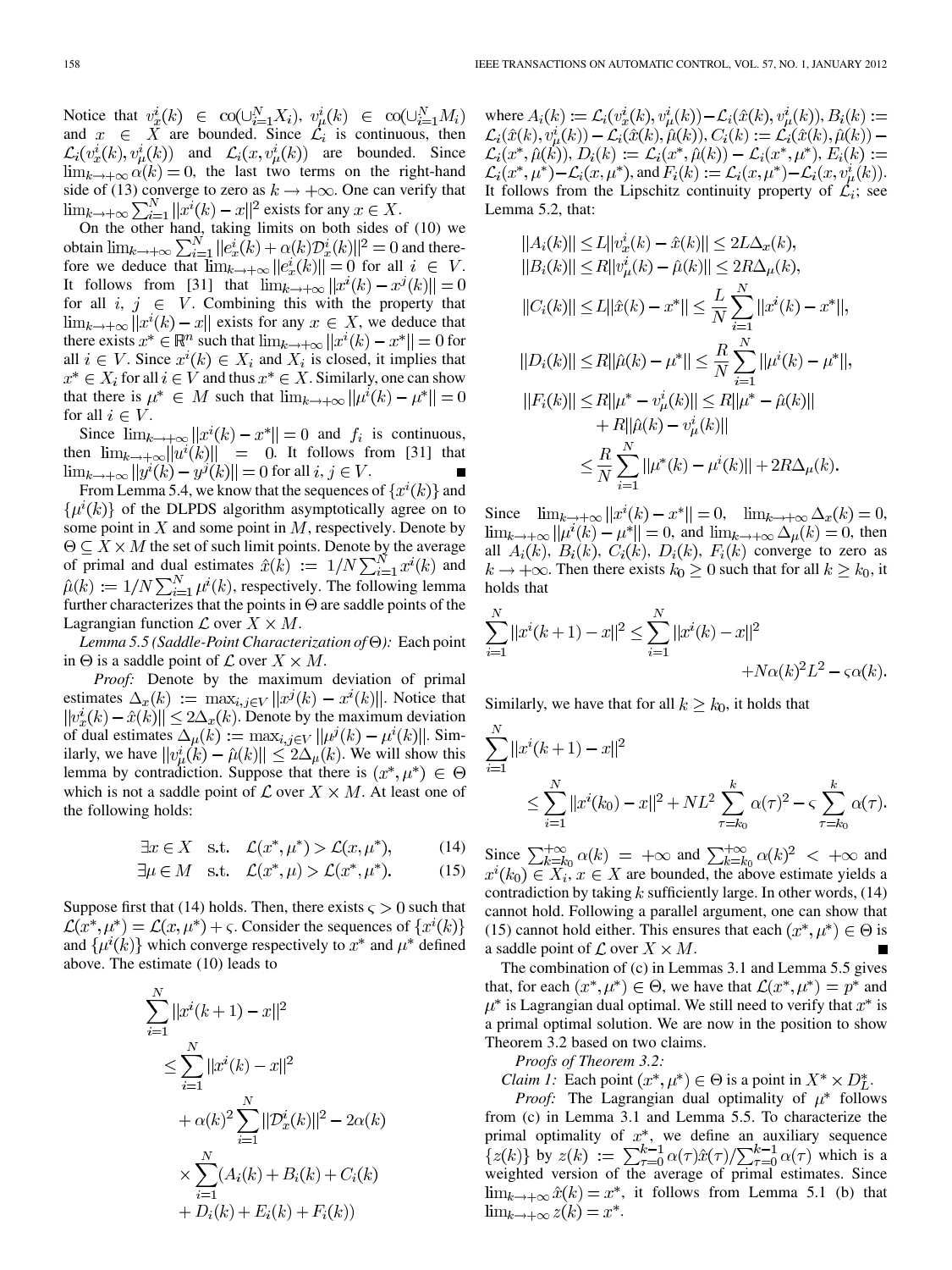Notice that $v_x^i(k) \in \text{co}(\cup_{i=1}^N X_i)$, $v_\mu^i(k) \in \text{co}(\cup_{i=1}^N M_i)$ and $x \in X$ are bounded. Since $\mathcal{L}_i$ is continuous, then $\mathcal{L}_i(v_x^i(k), v_\mu^i(k))$ and $\mathcal{L}_i(x, v_\mu^i(k))$ are bounded. Since $\lim_{k\to+\infty}\alpha(k) = 0$, the last two terms on the right-hand side of (13) converge to zero as $k \to +\infty$. One can verify that $\lim_{k\to+\infty}\sum_{i=1}^N \|x^i(k) - x\|^2$ exists for any $x \in X$.

On the other hand, taking limits on both sides of (10) we obtain $\lim_{k\to+\infty}\sum_{i=1}^N \|e_x^i(k) + \alpha(k)\mathcal{D}_x^i(k)\|^2 = 0$ and therefore we deduce that $\lim_{k\to+\infty}\|e_x^i(k)\| = 0$ for all $i \in V$. It follows from [31] that $\lim_{k\to+\infty}\|x^i(k) - x^j(k)\| = 0$ for all $i, j \in V$. Combining this with the property that $\lim_{k\to+\infty}\|x^i(k) - x\|$ exists for any $x \in X$, we deduce that there exists $x^* \in \mathbb{R}^n$ such that $\lim_{k\to+\infty}\|x^i(k) - x^*\| = 0$ for all $i \in V$. Since $x^i(k) \in X_i$ and $X_i$ is closed, it implies that $x^* \in X_i$ for all $i \in V$ and thus $x^* \in X$. Similarly, one can show that there is $\mu^* \in M$ such that $\lim_{k\to+\infty}\|\mu^i(k) - \mu^*\| = 0$ for all $i \in V$.

Since $\lim_{k\to+\infty}\|x^i(k) - x^*\| = 0$ and $f_i$ is continuous, then $\lim_{k\to+\infty}\|u^i(k)\| = 0$. It follows from [31] that $\lim_{k\to+\infty}\|y^i(k) - y^j(k)\| = 0$ for all $i, j \in V$. ∎

From Lemma 5.4, we know that the sequences of $\{x^i(k)\}$ and $\{\mu^i(k)\}$ of the DLPDS algorithm asymptotically agree on to some point in $X$ and some point in $M$, respectively. Denote by $\Theta \subseteq X \times M$ the set of such limit points. Denote by the average of primal and dual estimates $\hat{x}(k) := 1/N\sum_{i=1}^N x^i(k)$ and $\hat{\mu}(k) := 1/N\sum_{i=1}^N \mu^i(k)$, respectively. The following lemma further characterizes that the points in $\Theta$ are saddle points of the Lagrangian function $\mathcal{L}$ over $X \times M$.

*Lemma 5.5 (Saddle-Point Characterization of $\Theta$):* Each point in $\Theta$ is a saddle point of $\mathcal{L}$ over $X \times M$.

*Proof:* Denote by the maximum deviation of primal estimates $\Delta_x(k) := \max_{i,j\in V}\|x^j(k) - x^i(k)\|$. Notice that $\|v_x^i(k) - \hat{x}(k)\| \leq 2\Delta_x(k)$. Denote by the maximum deviation of dual estimates $\Delta_\mu(k) := \max_{i,j\in V}\|\mu^j(k) - \mu^i(k)\|$. Similarly, we have $\|v_\mu^i(k) - \hat{\mu}(k)\| \leq 2\Delta_\mu(k)$. We will show this lemma by contradiction. Suppose that there is $(x^*, \mu^*) \in \Theta$ which is not a saddle point of $\mathcal{L}$ over $X \times M$. At least one of the following holds:

$$\exists x \in X \quad \text{s.t.} \quad \mathcal{L}(x^*, \mu^*) > \mathcal{L}(x, \mu^*), \tag{14}$$

$$\exists \mu \in M \quad \text{s.t.} \quad \mathcal{L}(x^*, \mu) > \mathcal{L}(x^*, \mu^*). \tag{15}$$

Suppose first that (14) holds. Then, there exists $\varsigma > 0$ such that $\mathcal{L}(x^*, \mu^*) = \mathcal{L}(x, \mu^*) + \varsigma$. Consider the sequences of $\{x^i(k)\}$ and $\{\mu^i(k)\}$ which converge respectively to $x^*$ and $\mu^*$ defined above. The estimate (10) leads to

$$\begin{aligned}
\sum_{i=1}^N \|x^i(k+1) - x\|^2 &\leq \sum_{i=1}^N \|x^i(k) - x\|^2 \\
&\quad + \alpha(k)^2\sum_{i=1}^N \|\mathcal{D}_x^i(k)\|^2 - 2\alpha(k) \\
&\quad \times \sum_{i=1}^N (A_i(k) + B_i(k) + C_i(k) \\
&\quad + D_i(k) + E_i(k) + F_i(k))
\end{aligned}$$

where $A_i(k) := \mathcal{L}_i(v_x^i(k), v_\mu^i(k)) - \mathcal{L}_i(\hat{x}(k), v_\mu^i(k))$, $B_i(k) := \mathcal{L}_i(\hat{x}(k), v_\mu^i(k)) - \mathcal{L}_i(\hat{x}(k), \hat{\mu}(k))$, $C_i(k) := \mathcal{L}_i(\hat{x}(k), \hat{\mu}(k)) - \mathcal{L}_i(x^*, \hat{\mu}(k))$, $D_i(k) := \mathcal{L}_i(x^*, \hat{\mu}(k)) - \mathcal{L}_i(x^*, \mu^*)$, $E_i(k) := \mathcal{L}_i(x^*, \mu^*) - \mathcal{L}_i(x, \mu^*)$, and $F_i(k) := \mathcal{L}_i(x, \mu^*) - \mathcal{L}_i(x, v_\mu^i(k))$. It follows from the Lipschitz continuity property of $\mathcal{L}_i$; see Lemma 5.2, that:

$$\begin{aligned}
\|A_i(k)\| &\leq L\|v_x^i(k) - \hat{x}(k)\| \leq 2L\Delta_x(k), \\
\|B_i(k)\| &\leq R\|v_\mu^i(k) - \hat{\mu}(k)\| \leq 2R\Delta_\mu(k), \\
\|C_i(k)\| &\leq L\|\hat{x}(k) - x^*\| \leq \frac{L}{N}\sum_{i=1}^N \|x^i(k) - x^*\|, \\
\|D_i(k)\| &\leq R\|\hat{\mu}(k) - \mu^*\| \leq \frac{R}{N}\sum_{i=1}^N \|\mu^i(k) - \mu^*\|, \\
\|F_i(k)\| &\leq R\|\mu^* - v_\mu^i(k)\| \leq R\|\mu^* - \hat{\mu}(k)\| \\
&\quad + R\|\hat{\mu}(k) - v_\mu^i(k)\| \\
&\leq \frac{R}{N}\sum_{i=1}^N \|\mu^*(k) - \mu^i(k)\| + 2R\Delta_\mu(k).
\end{aligned}$$

Since $\lim_{k\to+\infty}\|x^i(k) - x^*\| = 0$, $\lim_{k\to+\infty}\Delta_x(k) = 0$, $\lim_{k\to+\infty}\|\mu^i(k) - \mu^*\| = 0$, and $\lim_{k\to+\infty}\Delta_\mu(k) = 0$, then all $A_i(k)$, $B_i(k)$, $C_i(k)$, $D_i(k)$, $F_i(k)$ converge to zero as $k \to +\infty$. Then there exists $k_0 \geq 0$ such that for all $k \geq k_0$, it holds that

$$\sum_{i=1}^N \|x^i(k+1) - x\|^2 \leq \sum_{i=1}^N \|x^i(k) - x\|^2 + N\alpha(k)^2 L^2 - \varsigma\alpha(k).$$

Similarly, we have that for all $k \geq k_0$, it holds that

$$\sum_{i=1}^N \|x^i(k+1) - x\|^2 \leq \sum_{i=1}^N \|x^i(k_0) - x\|^2 + NL^2\sum_{\tau=k_0}^k \alpha(\tau)^2 - \varsigma\sum_{\tau=k_0}^k \alpha(\tau).$$

Since $\sum_{k=k_0}^{+\infty}\alpha(k) = +\infty$ and $\sum_{k=k_0}^{+\infty}\alpha(k)^2 < +\infty$ and $x^i(k_0) \in X_i$, $x \in X$ are bounded, the above estimate yields a contradiction by taking $k$ sufficiently large. In other words, (14) cannot hold. Following a parallel argument, one can show that (15) cannot hold either. This ensures that each $(x^*, \mu^*) \in \Theta$ is a saddle point of $\mathcal{L}$ over $X \times M$. ∎

The combination of (c) in Lemmas 3.1 and Lemma 5.5 gives that, for each $(x^*, \mu^*) \in \Theta$, we have that $\mathcal{L}(x^*, \mu^*) = p^*$ and $\mu^*$ is Lagrangian dual optimal. We still need to verify that $x^*$ is a primal optimal solution. We are now in the position to show Theorem 3.2 based on two claims.

*Proofs of Theorem 3.2:*

*Claim 1:* Each point $(x^*, \mu^*) \in \Theta$ is a point in $X^* \times D_L^*$.

*Proof:* The Lagrangian dual optimality of $\mu^*$ follows from (c) in Lemma 3.1 and Lemma 5.5. To characterize the primal optimality of $x^*$, we define an auxiliary sequence $\{z(k)\}$ by $z(k) := \sum_{\tau=0}^{k-1}\alpha(\tau)\hat{x}(\tau)/\sum_{\tau=0}^{k-1}\alpha(\tau)$ which is a weighted version of the average of primal estimates. Since $\lim_{k\to+\infty}\hat{x}(k) = x^*$, it follows from Lemma 5.1 (b) that $\lim_{k\to+\infty}z(k) = x^*$.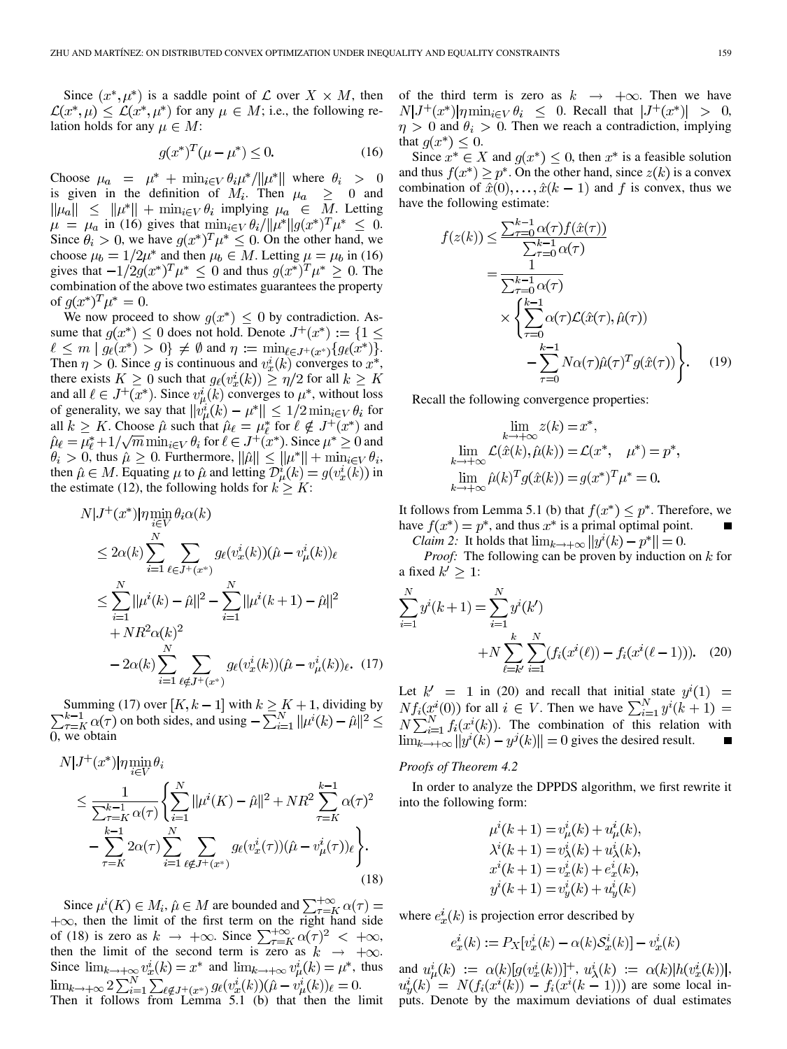Since $(x^*, \mu^*)$ is a saddle point of $\mathcal{L}$ over $X \times M$, then $\mathcal{L}(x^*, \mu) \leq \mathcal{L}(x^*, \mu^*)$ for any $\mu \in M$; i.e., the following relation holds for any $\mu \in M$:

$$g(x^*)^T(\mu - \mu^*) \leq 0. \quad (16)$$

Choose $\mu_a = \mu^* + \min_{i \in V} \theta_i \mu^* / \|\mu^*\|$ where $\theta_i > 0$ is given in the definition of $M_i$. Then $\mu_a \geq 0$ and $\|\mu_a\| \leq \|\mu^*\| + \min_{i \in V} \theta_i$ implying $\mu_a \in M$. Letting $\mu = \mu_a$ in (16) gives that $\min_{i \in V} \theta_i / \|\mu^*\| g(x^*)^T \mu^* \leq 0$. Since $\theta_i > 0$, we have $g(x^*)^T \mu^* \leq 0$. On the other hand, we choose $\mu_b = 1/2\mu^*$ and then $\mu_b \in M$. Letting $\mu = \mu_b$ in (16) gives that $-1/2 g(x^*)^T \mu^* \leq 0$ and thus $g(x^*)^T \mu^* \geq 0$. The combination of the above two estimates guarantees the property of $g(x^*)^T \mu^* = 0$.

We now proceed to show $g(x^*) \leq 0$ by contradiction. Assume that $g(x^*) \leq 0$ does not hold. Denote $J^+(x^*) := \{1 \leq \ell \leq m \mid g_\ell(x^*) > 0\} \neq \emptyset$ and $\eta := \min_{\ell \in J^+(x^*)} \{g_\ell(x^*)\}$. Then $\eta > 0$. Since $g$ is continuous and $v_x^i(k)$ converges to $x^*$, there exists $K \geq 0$ such that $g_\ell(v_x^i(k)) \geq \eta/2$ for all $k \geq K$ and all $\ell \in J^+(x^*)$. Since $v_\mu^i(k)$ converges to $\mu^*$, without loss of generality, we say that $\|v_\mu^i(k) - \mu^*\| \leq 1/2 \min_{i \in V} \theta_i$ for all $k \geq K$. Choose $\hat{\mu}$ such that $\hat{\mu}_\ell = \mu_\ell^*$ for $\ell \notin J^+(x^*)$ and $\hat{\mu}_\ell = \mu_\ell^* + 1/\sqrt{m} \min_{i \in V} \theta_i$ for $\ell \in J^+(x^*)$. Since $\mu^* \geq 0$ and $\theta_i > 0$, thus $\hat{\mu} \geq 0$. Furthermore, $\|\hat{\mu}\| \leq \|\mu^*\| + \min_{i \in V} \theta_i$, then $\hat{\mu} \in M$. Equating $\mu$ to $\hat{\mu}$ and letting $\mathcal{D}_\mu^i(k) = g(v_x^i(k))$ in the estimate (12), the following holds for $k \geq K$:

$$\begin{aligned}
N|J^+(x^*)|\eta \min_{i \in V} \theta_i \alpha(k) &\leq 2\alpha(k) \sum_{i=1}^N \sum_{\ell \in J^+(x^*)} g_\ell(v_x^i(k))(\hat{\mu} - v_\mu^i(k))_\ell \\
&\leq \sum_{i=1}^N \|\mu^i(k) - \hat{\mu}\|^2 - \sum_{i=1}^N \|\mu^i(k+1) - \hat{\mu}\|^2 + NR^2\alpha(k)^2 \\
&\quad - 2\alpha(k) \sum_{i=1}^N \sum_{\ell \notin J^+(x^*)} g_\ell(v_x^i(k))(\hat{\mu} - v_\mu^i(k))_\ell. \quad (17)
\end{aligned}$$

Summing (17) over $[K, k-1]$ with $k \geq K+1$, dividing by $\sum_{\tau=K}^{k-1} \alpha(\tau)$ on both sides, and using $-\sum_{i=1}^N \|\mu^i(k) - \hat{\mu}\|^2 \leq 0$, we obtain

$$\begin{aligned}
N|J^+(x^*)|\eta \min_{i \in V} \theta_i &\leq \frac{1}{\sum_{\tau=K}^{k-1} \alpha(\tau)} \Bigg\{ \sum_{i=1}^N \|\mu^i(K) - \hat{\mu}\|^2 + NR^2 \sum_{\tau=K}^{k-1} \alpha(\tau)^2 \\
&\quad - \sum_{\tau=K}^{k-1} 2\alpha(\tau) \sum_{i=1}^N \sum_{\ell \notin J^+(x^*)} g_\ell(v_x^i(\tau))(\hat{\mu} - v_\mu^i(\tau))_\ell \Bigg\}. \quad (18)
\end{aligned}$$

Since $\mu^i(K) \in M_i, \hat{\mu} \in M$ are bounded and $\sum_{\tau=K}^{+\infty} \alpha(\tau) = +\infty$, then the limit of the first term on the right hand side of (18) is zero as $k \to +\infty$. Since $\sum_{\tau=K}^{+\infty} \alpha(\tau)^2 < +\infty$, then the limit of the second term is zero as $k \to +\infty$. Since $\lim_{k \to +\infty} v_x^i(k) = x^*$ and $\lim_{k \to +\infty} v_\mu^i(k) = \mu^*$, thus $\lim_{k \to +\infty} 2\sum_{i=1}^N \sum_{\ell \notin J^+(x^*)} g_\ell(v_x^i(k))(\hat{\mu} - v_\mu^i(k))_\ell = 0$. Then it follows from Lemma 5.1 (b) that then the limit of the third term is zero as $k \to +\infty$. Then we have $N|J^+(x^*)|\eta \min_{i \in V} \theta_i \leq 0$. Recall that $|J^+(x^*)| > 0$, $\eta > 0$ and $\theta_i > 0$. Then we reach a contradiction, implying that $g(x^*) \leq 0$.

Since $x^* \in X$ and $g(x^*) \leq 0$, then $x^*$ is a feasible solution and thus $f(x^*) \geq p^*$. On the other hand, since $z(k)$ is a convex combination of $\hat{x}(0), \ldots, \hat{x}(k-1)$ and $f$ is convex, thus we have the following estimate:

$$\begin{aligned}
f(z(k)) &\leq \frac{\sum_{\tau=0}^{k-1} \alpha(\tau) f(\hat{x}(\tau))}{\sum_{\tau=0}^{k-1} \alpha(\tau)} \\
&= \frac{1}{\sum_{\tau=0}^{k-1} \alpha(\tau)} \times \Bigg\{ \sum_{\tau=0}^{k-1} \alpha(\tau) \mathcal{L}(\hat{x}(\tau), \hat{\mu}(\tau)) \\
&\quad - \sum_{\tau=0}^{k-1} N\alpha(\tau) \hat{\mu}(\tau)^T g(\hat{x}(\tau)) \Bigg\}. \quad (19)
\end{aligned}$$

Recall the following convergence properties:

$$\begin{aligned}
\lim_{k \to +\infty} z(k) &= x^*, \\
\lim_{k \to +\infty} \mathcal{L}(\hat{x}(k), \hat{\mu}(k)) &= \mathcal{L}(x^*, \quad \mu^*) = p^*, \\
\lim_{k \to +\infty} \hat{\mu}(k)^T g(\hat{x}(k)) &= g(x^*)^T \mu^* = 0.
\end{aligned}$$

It follows from Lemma 5.1 (b) that $f(x^*) \leq p^*$. Therefore, we have $f(x^*) = p^*$, and thus $x^*$ is a primal optimal point. ■

*Claim 2:* It holds that $\lim_{k \to +\infty} \|y^i(k) - p^*\| = 0$.

*Proof:* The following can be proven by induction on $k$ for a fixed $k' \geq 1$:

$$\sum_{i=1}^N y^i(k+1) = \sum_{i=1}^N y^i(k') + N \sum_{\ell=k'}^k \sum_{i=1}^N (f_i(x^i(\ell)) - f_i(x^i(\ell-1))). \quad (20)$$

Let $k' = 1$ in (20) and recall that initial state $y^i(1) = Nf_i(x^i(0))$ for all $i \in V$. Then we have $\sum_{i=1}^N y^i(k+1) = N\sum_{i=1}^N f_i(x^i(k))$. The combination of this relation with $\lim_{k \to +\infty} \|y^i(k) - y^j(k)\| = 0$ gives the desired result. ■

### *Proofs of Theorem 4.2*

In order to analyze the DPPDS algorithm, we first rewrite it into the following form:

$$\begin{aligned}
\mu^i(k+1) &= v_\mu^i(k) + u_\mu^i(k), \\
\lambda^i(k+1) &= v_\lambda^i(k) + u_\lambda^i(k), \\
x^i(k+1) &= v_x^i(k) + e_x^i(k), \\
y^i(k+1) &= v_y^i(k) + u_y^i(k)
\end{aligned}$$

where $e_x^i(k)$ is projection error described by

$$e_x^i(k) := P_X[v_x^i(k) - \alpha(k)\mathcal{S}_x^i(k)] - v_x^i(k)$$

and $u_\mu^i(k) := \alpha(k)[g(v_x^i(k))]^+$, $u_\lambda^i(k) := \alpha(k)|h(v_x^i(k))|$, $u_y^i(k) = N(f_i(x^i(k)) - f_i(x^i(k-1)))$ are some local inputs. Denote by the maximum deviations of dual estimates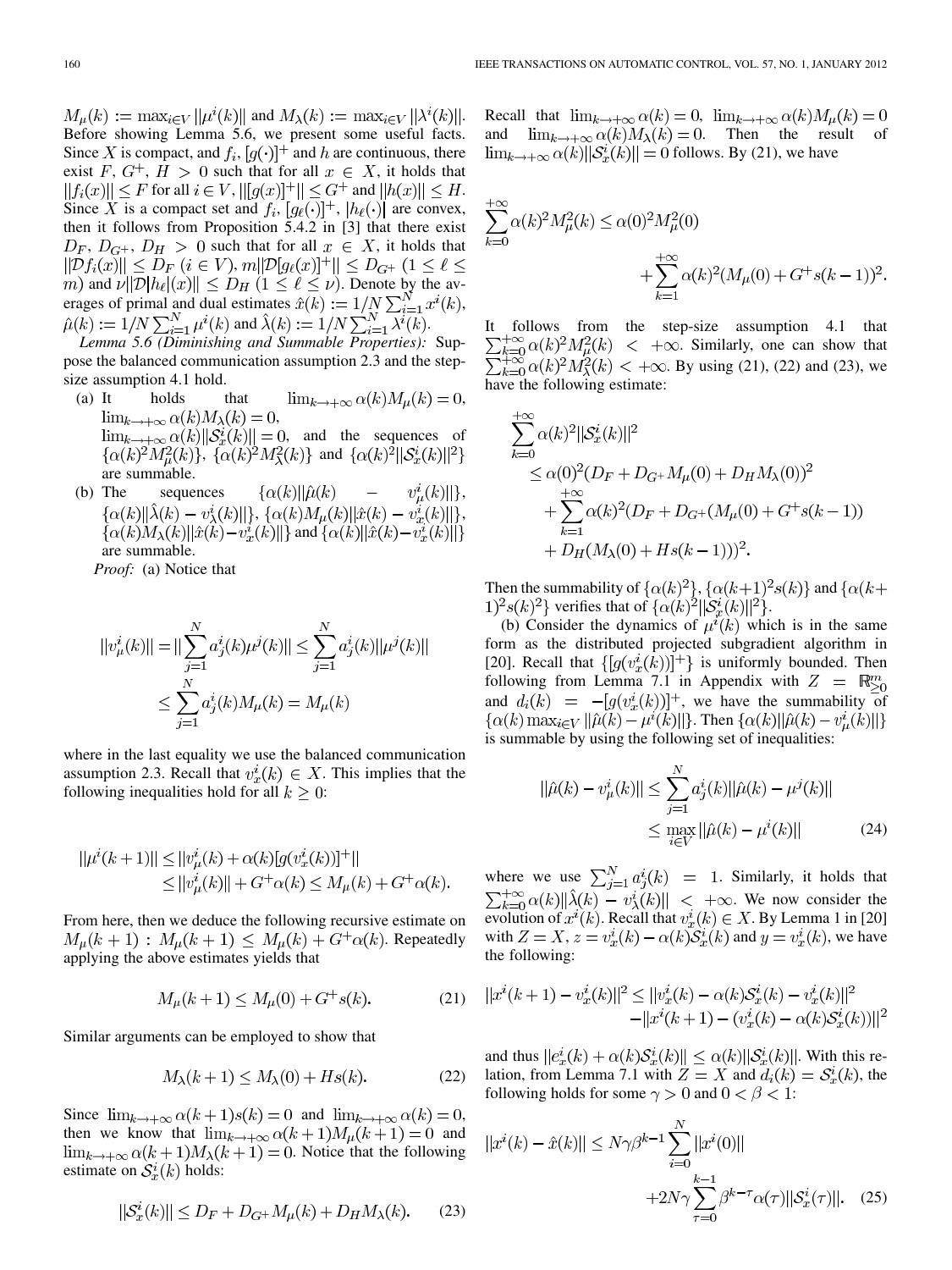$M_\mu(k) := \max_{i\in V} \|\mu^i(k)\|$ and $M_\lambda(k) := \max_{i\in V} \|\lambda^i(k)\|$. Before showing Lemma 5.6, we present some useful facts. Since $X$ is compact, and $f_i$, $[g(\cdot)]^+$ and $h$ are continuous, there exist $F$, $G^+$, $H > 0$ such that for all $x \in X$, it holds that $\|f_i(x)\| \le F$ for all $i \in V$, $\|[g(x)]^+\| \le G^+$ and $\|h(x)\| \le H$. Since $X$ is a compact set and $f_i$, $[g_\ell(\cdot)]^+$, $|h_\ell(\cdot)|$ are convex, then it follows from Proposition 5.4.2 in [3] that there exist $D_F$, $D_{G^+}$, $D_H > 0$ such that for all $x \in X$, it holds that $\|\mathcal{D}f_i(x)\| \le D_F$ $(i \in V)$, $m\|\mathcal{D}[g_\ell(x)]^+\| \le D_{G^+}$ $(1 \le \ell \le m)$ and $\nu\|\mathcal{D}|h_\ell|(x)\| \le D_H$ $(1 \le \ell \le \nu)$. Denote by the averages of primal and dual estimates $\hat{x}(k) := 1/N\sum_{i=1}^N x^i(k)$, $\hat{\mu}(k) := 1/N\sum_{i=1}^N \mu^i(k)$ and $\hat{\lambda}(k) := 1/N\sum_{i=1}^N \lambda^i(k)$.

*Lemma 5.6 (Diminishing and Summable Properties):* Suppose the balanced communication assumption 2.3 and the step-size assumption 4.1 hold.

(a) It holds that $\lim_{k\to+\infty} \alpha(k)M_\mu(k) = 0$, $\lim_{k\to+\infty} \alpha(k)M_\lambda(k) = 0$, $\lim_{k\to+\infty} \alpha(k)\|\mathcal{S}_x^i(k)\| = 0$, and the sequences of $\{\alpha(k)^2 M_\mu^2(k)\}$, $\{\alpha(k)^2 M_\lambda^2(k)\}$ and $\{\alpha(k)^2\|\mathcal{S}_x^i(k)\|^2\}$ are summable.

(b) The sequences $\{\alpha(k)\|\hat{\mu}(k) - v_\mu^i(k)\|\}$, $\{\alpha(k)\|\hat{\lambda}(k) - v_\lambda^i(k)\|\}$, $\{\alpha(k)M_\mu(k)\|\hat{x}(k) - v_x^i(k)\|\}$, $\{\alpha(k)M_\lambda(k)\|\hat{x}(k)-v_x^i(k)\|\}$ and $\{\alpha(k)\|\hat{x}(k)-v_x^i(k)\|\}$ are summable.

*Proof:* (a) Notice that

$$\|v_\mu^i(k)\| = \|\sum_{j=1}^N a_j^i(k)\mu^j(k)\| \le \sum_{j=1}^N a_j^i(k)\|\mu^j(k)\| \le \sum_{j=1}^N a_j^i(k)M_\mu(k) = M_\mu(k)$$

where in the last equality we use the balanced communication assumption 2.3. Recall that $v_x^i(k) \in X$. This implies that the following inequalities hold for all $k \ge 0$:

$$\|\mu^i(k+1)\| \le \|v_\mu^i(k) + \alpha(k)[g(v_x^i(k))]^+\| \le \|v_\mu^i(k)\| + G^+\alpha(k) \le M_\mu(k) + G^+\alpha(k).$$

From here, then we deduce the following recursive estimate on $M_\mu(k+1)$ : $M_\mu(k+1) \le M_\mu(k) + G^+\alpha(k)$. Repeatedly applying the above estimates yields that

$$M_\mu(k+1) \le M_\mu(0) + G^+ s(k). \tag{21}$$

Similar arguments can be employed to show that

$$M_\lambda(k+1) \le M_\lambda(0) + Hs(k). \tag{22}$$

Since $\lim_{k\to+\infty} \alpha(k+1)s(k) = 0$ and $\lim_{k\to+\infty} \alpha(k) = 0$, then we know that $\lim_{k\to+\infty} \alpha(k+1)M_\mu(k+1) = 0$ and $\lim_{k\to+\infty} \alpha(k+1)M_\lambda(k+1) = 0$. Notice that the following estimate on $\mathcal{S}_x^i(k)$ holds:

$$\|\mathcal{S}_x^i(k)\| \le D_F + D_{G^+}M_\mu(k) + D_H M_\lambda(k). \tag{23}$$

Recall that $\lim_{k\to+\infty} \alpha(k) = 0$, $\lim_{k\to+\infty} \alpha(k)M_\mu(k) = 0$ and $\lim_{k\to+\infty} \alpha(k)M_\lambda(k) = 0$. Then the result of $\lim_{k\to+\infty} \alpha(k)\|\mathcal{S}_x^i(k)\| = 0$ follows. By (21), we have

$$\sum_{k=0}^{+\infty} \alpha(k)^2 M_\mu^2(k) \le \alpha(0)^2 M_\mu^2(0) + \sum_{k=1}^{+\infty} \alpha(k)^2 (M_\mu(0) + G^+ s(k-1))^2.$$

It follows from the step-size assumption 4.1 that $\sum_{k=0}^{+\infty} \alpha(k)^2 M_\mu^2(k) < +\infty$. Similarly, one can show that $\sum_{k=0}^{+\infty} \alpha(k)^2 M_\lambda^2(k) < +\infty$. By using (21), (22) and (23), we have the following estimate:

$$\begin{aligned}\sum_{k=0}^{+\infty} \alpha(k)^2\|\mathcal{S}_x^i(k)\|^2 &\le \alpha(0)^2(D_F + D_{G^+}M_\mu(0) + D_H M_\lambda(0))^2 \\ &+ \sum_{k=1}^{+\infty} \alpha(k)^2 (D_F + D_{G^+}(M_\mu(0) + G^+ s(k-1)) \\ &+ D_H(M_\lambda(0) + Hs(k-1)))^2.\end{aligned}$$

Then the summability of $\{\alpha(k)^2\}$, $\{\alpha(k+1)^2 s(k)\}$ and $\{\alpha(k+1)^2 s(k)^2\}$ verifies that of $\{\alpha(k)^2\|\mathcal{S}_x^i(k)\|^2\}$.

(b) Consider the dynamics of $\mu^i(k)$ which is in the same form as the distributed projected subgradient algorithm in [20]. Recall that $\{[g(v_x^i(k))]^+\}$ is uniformly bounded. Then following from Lemma 7.1 in Appendix with $Z = \mathbb{R}_{\ge 0}^m$ and $d_i(k) = -[g(v_x^i(k))]^+$, we have the summability of $\{\alpha(k)\max_{i\in V}\|\hat{\mu}(k) - \mu^i(k)\|\}$. Then $\{\alpha(k)\|\hat{\mu}(k) - v_\mu^i(k)\|\}$ is summable by using the following set of inequalities:

$$\|\hat{\mu}(k) - v_\mu^i(k)\| \le \sum_{j=1}^N a_j^i(k)\|\hat{\mu}(k) - \mu^j(k)\| \le \max_{i\in V}\|\hat{\mu}(k) - \mu^i(k)\| \tag{24}$$

where we use $\sum_{j=1}^N a_j^i(k) = 1$. Similarly, it holds that $\sum_{k=0}^{+\infty} \alpha(k)\|\hat{\lambda}(k) - v_\lambda^i(k)\| < +\infty$. We now consider the evolution of $x^i(k)$. Recall that $v_x^i(k) \in X$. By Lemma 1 in [20] with $Z = X$, $z = v_x^i(k) - \alpha(k)\mathcal{S}_x^i(k)$ and $y = v_x^i(k)$, we have the following:

$$\|x^i(k+1) - v_x^i(k)\|^2 \le \|v_x^i(k) - \alpha(k)\mathcal{S}_x^i(k) - v_x^i(k)\|^2 - \|x^i(k+1) - (v_x^i(k) - \alpha(k)\mathcal{S}_x^i(k))\|^2$$

and thus $\|e_x^i(k) + \alpha(k)\mathcal{S}_x^i(k)\| \le \alpha(k)\|\mathcal{S}_x^i(k)\|$. With this relation, from Lemma 7.1 with $Z = X$ and $d_i(k) = \mathcal{S}_x^i(k)$, the following holds for some $\gamma > 0$ and $0 < \beta < 1$:

$$\|x^i(k) - \hat{x}(k)\| \le N\gamma\beta^{k-1}\sum_{i=0}^N \|x^i(0)\| + 2N\gamma\sum_{\tau=0}^{k-1}\beta^{k-\tau}\alpha(\tau)\|\mathcal{S}_x^i(\tau)\|. \tag{25}$$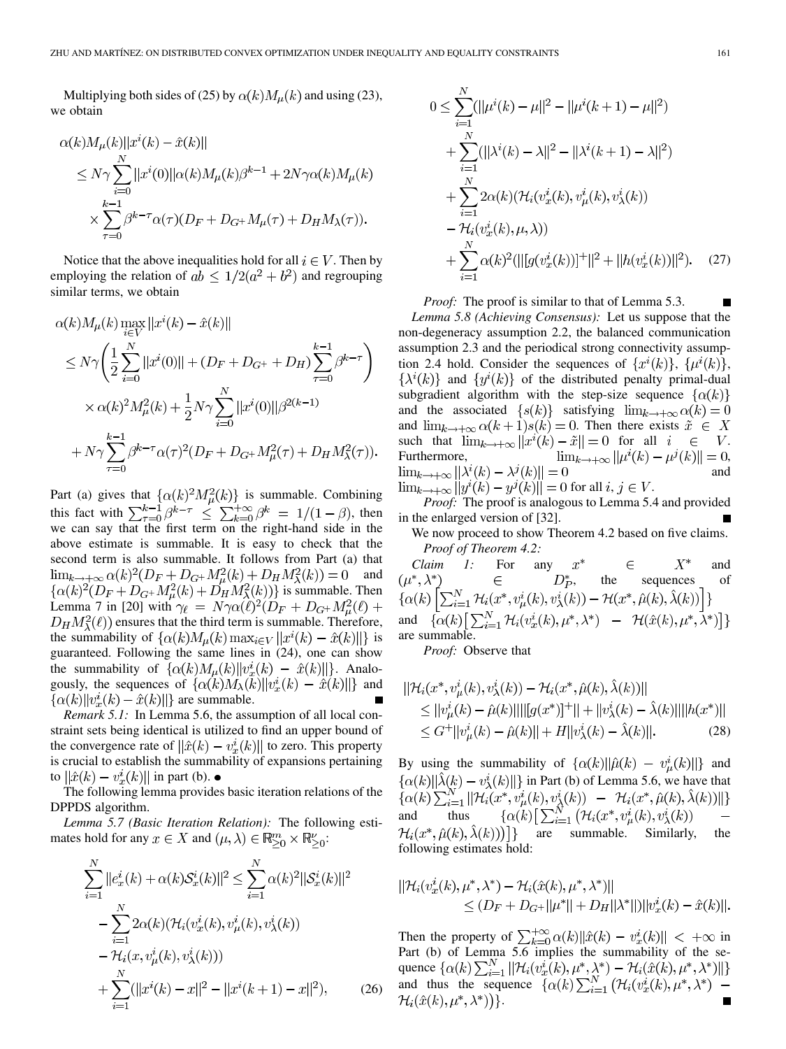Multiplying both sides of (25) by $\alpha(k)M_\mu(k)$ and using (23), we obtain

$$\begin{aligned}
&\alpha(k)M_\mu(k)\|x^i(k)-\hat{x}(k)\| \\
&\leq N\gamma\sum_{i=0}^{N}\|x^i(0)\|\alpha(k)M_\mu(k)\beta^{k-1}+2N\gamma\alpha(k)M_\mu(k) \\
&\quad\times\sum_{\tau=0}^{k-1}\beta^{k-\tau}\alpha(\tau)(D_F+D_{G^+}M_\mu(\tau)+D_HM_\lambda(\tau)).
\end{aligned}$$

Notice that the above inequalities hold for all $i\in V$. Then by employing the relation of $ab\leq 1/2(a^2+b^2)$ and regrouping similar terms, we obtain

$$\begin{aligned}
&\alpha(k)M_\mu(k)\max_{i\in V}\|x^i(k)-\hat{x}(k)\| \\
&\leq N\gamma\left(\frac{1}{2}\sum_{i=0}^{N}\|x^i(0)\|+(D_F+D_{G^+}+D_H)\sum_{\tau=0}^{k-1}\beta^{k-\tau}\right) \\
&\quad\times\alpha(k)^2M_\mu^2(k)+\frac{1}{2}N\gamma\sum_{i=0}^{N}\|x^i(0)\|\beta^{2(k-1)} \\
&\quad+N\gamma\sum_{\tau=0}^{k-1}\beta^{k-\tau}\alpha(\tau)^2(D_F+D_{G^+}M_\mu^2(\tau)+D_HM_\lambda^2(\tau)).
\end{aligned}$$

Part (a) gives that $\{\alpha(k)^2M_\mu^2(k)\}$ is summable. Combining this fact with $\sum_{\tau=0}^{k-1}\beta^{k-\tau}\leq\sum_{k=0}^{+\infty}\beta^k=1/(1-\beta)$, then we can say that the first term on the right-hand side in the above estimate is summable. It is easy to check that the second term is also summable. It follows from Part (a) that $\lim_{k\to+\infty}\alpha(k)^2(D_F+D_{G^+}M_\mu^2(k)+D_HM_\lambda^2(k))=0$ and $\{\alpha(k)^2(D_F+D_{G^+}M_\mu^2(k)+D_HM_\lambda^2(k))\}$ is summable. Then Lemma 7 in [20] with $\gamma_\ell=N\gamma\alpha(\ell)^2(D_F+D_{G^+}M_\mu^2(\ell)+D_HM_\lambda^2(\ell))$ ensures that the third term is summable. Therefore, the summability of $\{\alpha(k)M_\mu(k)\max_{i\in V}\|x^i(k)-\hat{x}(k)\|\}$ is guaranteed. Following the same lines in (24), one can show the summability of $\{\alpha(k)M_\mu(k)\|v_x^i(k)-\hat{x}(k)\|\}$. Analogously, the sequences of $\{\alpha(k)M_\lambda(k)\|v_x^i(k)-\hat{x}(k)\|\}$ and $\{\alpha(k)\|v_x^i(k)-\hat{x}(k)\|\}$ are summable. ■

*Remark 5.1:* In Lemma 5.6, the assumption of all local constraint sets being identical is utilized to find an upper bound of the convergence rate of $\|\hat{x}(k)-v_x^i(k)\|$ to zero. This property is crucial to establish the summability of expansions pertaining to $\|\hat{x}(k)-v_x^i(k)\|$ in part (b). •

The following lemma provides basic iteration relations of the DPPDS algorithm.

*Lemma 5.7 (Basic Iteration Relation):* The following estimates hold for any $x\in X$ and $(\mu,\lambda)\in\mathbb{R}_{\geq0}^m\times\mathbb{R}_{\geq0}^\nu$:

$$\begin{aligned}
&\sum_{i=1}^{N}\|e_x^i(k)+\alpha(k)\mathcal{S}_x^i(k)\|^2\leq\sum_{i=1}^{N}\alpha(k)^2\|\mathcal{S}_x^i(k)\|^2 \\
&\quad-\sum_{i=1}^{N}2\alpha(k)(\mathcal{H}_i(v_x^i(k),v_\mu^i(k),v_\lambda^i(k)) \\
&\quad-\mathcal{H}_i(x,v_\mu^i(k),v_\lambda^i(k))) \\
&\quad+\sum_{i=1}^{N}(\|x^i(k)-x\|^2-\|x^i(k+1)-x\|^2), \qquad (26)
\end{aligned}$$

$$\begin{aligned}
0&\leq\sum_{i=1}^{N}(\|\mu^i(k)-\mu\|^2-\|\mu^i(k+1)-\mu\|^2) \\
&\quad+\sum_{i=1}^{N}(\|\lambda^i(k)-\lambda\|^2-\|\lambda^i(k+1)-\lambda\|^2) \\
&\quad+\sum_{i=1}^{N}2\alpha(k)(\mathcal{H}_i(v_x^i(k),v_\mu^i(k),v_\lambda^i(k)) \\
&\quad-\mathcal{H}_i(v_x^i(k),\mu,\lambda)) \\
&\quad+\sum_{i=1}^{N}\alpha(k)^2(\|[g(v_x^i(k))]^+\|^2+\|h(v_x^i(k))\|^2). \qquad (27)
\end{aligned}$$

*Proof:* The proof is similar to that of Lemma 5.3. ■

*Lemma 5.8 (Achieving Consensus):* Let us suppose that the non-degeneracy assumption 2.2, the balanced communication assumption 2.3 and the periodical strong connectivity assumption 2.4 hold. Consider the sequences of $\{x^i(k)\}$, $\{\mu^i(k)\}$, $\{\lambda^i(k)\}$ and $\{y^i(k)\}$ of the distributed penalty primal-dual subgradient algorithm with the step-size sequence $\{\alpha(k)\}$ and the associated $\{s(k)\}$ satisfying $\lim_{k\to+\infty}\alpha(k)=0$ and $\lim_{k\to+\infty}\alpha(k+1)s(k)=0$. Then there exists $\tilde{x}\in X$ such that $\lim_{k\to+\infty}\|x^i(k)-\tilde{x}\|=0$ for all $i\in V$. Furthermore, $\lim_{k\to+\infty}\|\mu^i(k)-\mu^j(k)\|=0$, $\lim_{k\to+\infty}\|\lambda^i(k)-\lambda^j(k)\|=0$ and $\lim_{k\to+\infty}\|y^i(k)-y^j(k)\|=0$ for all $i,j\in V$.

*Proof:* The proof is analogous to Lemma 5.4 and provided in the enlarged version of [32]. ■

We now proceed to show Theorem 4.2 based on five claims.

*Proof of Theorem 4.2:*

*Claim 1:* For any $x^*\in X^*$ and $(\mu^*,\lambda^*)\in D_P^*$, the sequences of $\{\alpha(k)\left[\sum_{i=1}^{N}\mathcal{H}_i(x^*,v_\mu^i(k),v_\lambda^i(k))-\mathcal{H}(x^*,\hat{\mu}(k),\hat{\lambda}(k))\right]\}$ and $\{\alpha(k)\left[\sum_{i=1}^{N}\mathcal{H}_i(v_x^i(k),\mu^*,\lambda^*)-\mathcal{H}(\hat{x}(k),\mu^*,\lambda^*)\right]\}$ are summable.

*Proof:* Observe that

$$\begin{aligned}
&\|\mathcal{H}_i(x^*,v_\mu^i(k),v_\lambda^i(k))-\mathcal{H}_i(x^*,\hat{\mu}(k),\hat{\lambda}(k))\| \\
&\leq\|v_\mu^i(k)-\hat{\mu}(k)\|\|[g(x^*)]^+\|+\|v_\lambda^i(k)-\hat{\lambda}(k)\|\|h(x^*)\| \\
&\leq G^+\|v_\mu^i(k)-\hat{\mu}(k)\|+H\|v_\lambda^i(k)-\hat{\lambda}(k)\|. \qquad (28)
\end{aligned}$$

By using the summability of $\{\alpha(k)\|\hat{\mu}(k)-v_\mu^i(k)\|\}$ and $\{\alpha(k)\|\hat{\lambda}(k)-v_\lambda^i(k)\|\}$ in Part (b) of Lemma 5.6, we have that $\{\alpha(k)\sum_{i=1}^{N}\|\mathcal{H}_i(x^*,v_\mu^i(k),v_\lambda^i(k))-\mathcal{H}_i(x^*,\hat{\mu}(k),\hat{\lambda}(k))\|\}$ and thus $\{\alpha(k)\left[\sum_{i=1}^{N}\left(\mathcal{H}_i(x^*,v_\mu^i(k),v_\lambda^i(k))-\mathcal{H}_i(x^*,\hat{\mu}(k),\hat{\lambda}(k))\right)\right]\}$ are summable. Similarly, the following estimates hold:

$$\begin{aligned}
&\|\mathcal{H}_i(v_x^i(k),\mu^*,\lambda^*)-\mathcal{H}_i(\hat{x}(k),\mu^*,\lambda^*)\| \\
&\leq(D_F+D_{G^+}\|\mu^*\|+D_H\|\lambda^*\|)\|v_x^i(k)-\hat{x}(k)\|.
\end{aligned}$$

Then the property of $\sum_{k=0}^{+\infty}\alpha(k)\|\hat{x}(k)-v_x^i(k)\|<+\infty$ in Part (b) of Lemma 5.6 implies the summability of the sequence $\{\alpha(k)\sum_{i=1}^{N}\|\mathcal{H}_i(v_x^i(k),\mu^*,\lambda^*)-\mathcal{H}_i(\hat{x}(k),\mu^*,\lambda^*)\|\}$ and thus the sequence $\{\alpha(k)\sum_{i=1}^{N}\left(\mathcal{H}_i(v_x^i(k),\mu^*,\lambda^*)-\mathcal{H}_i(\hat{x}(k),\mu^*,\lambda^*)\right)\}$. ■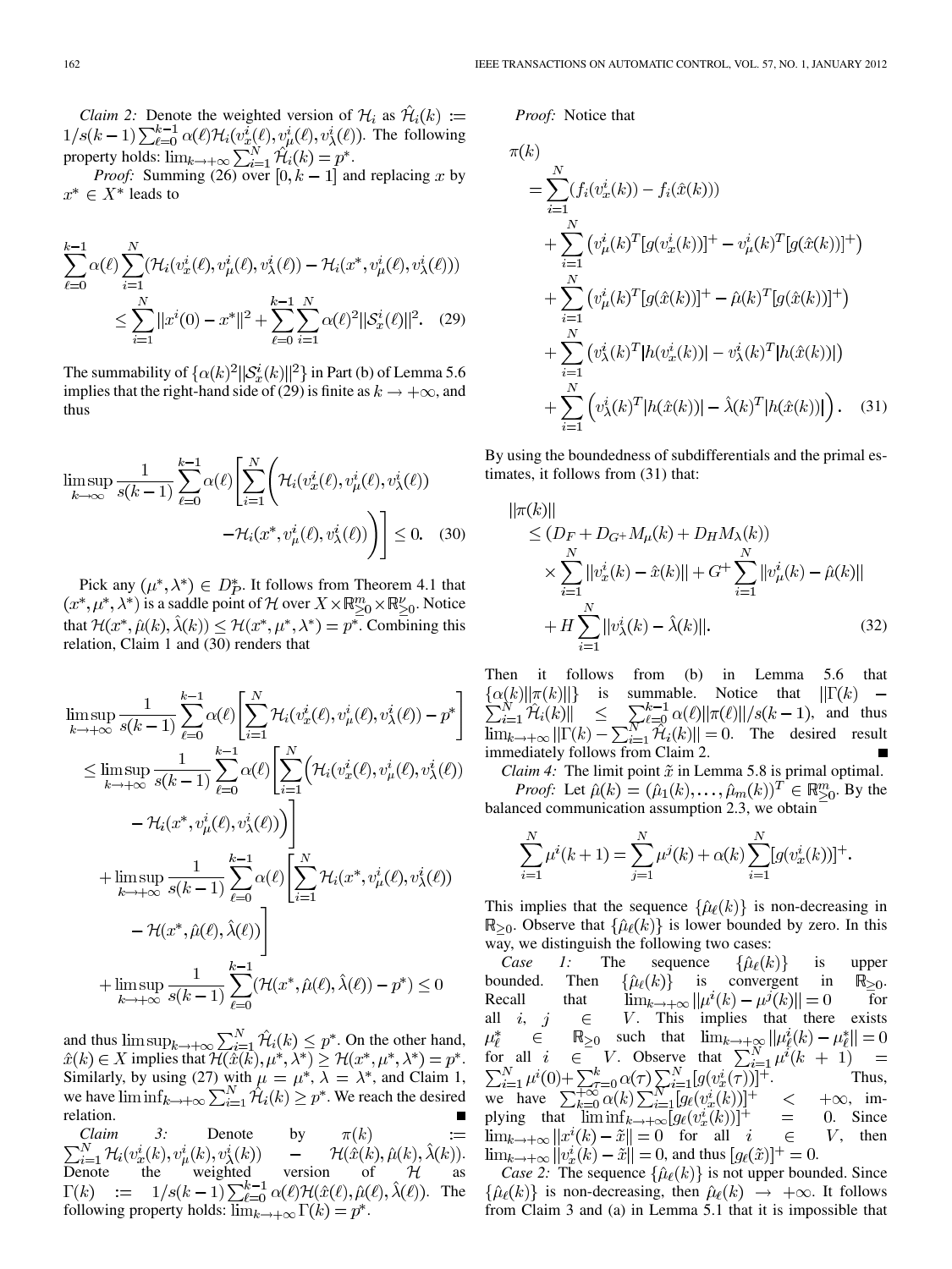*Claim 2:* Denote the weighted version of $\mathcal{H}_i$ as $\hat{\mathcal{H}}_i(k) := 1/s(k-1)\sum_{\ell=0}^{k-1}\alpha(\ell)\mathcal{H}_i(v_x^i(\ell), v_\mu^i(\ell), v_\lambda^i(\ell))$. The following property holds: $\lim_{k\to+\infty}\sum_{i=1}^N \hat{\mathcal{H}}_i(k) = p^*$.

*Proof:* Summing (26) over $[0, k-1]$ and replacing $x$ by $x^* \in X^*$ leads to

$$\sum_{\ell=0}^{k-1}\alpha(\ell)\sum_{i=1}^N(\mathcal{H}_i(v_x^i(\ell), v_\mu^i(\ell), v_\lambda^i(\ell)) - \mathcal{H}_i(x^*, v_\mu^i(\ell), v_\lambda^i(\ell))) \leq \sum_{i=1}^N \|x^i(0) - x^*\|^2 + \sum_{\ell=0}^{k-1}\sum_{i=1}^N \alpha(\ell)^2\|\mathcal{S}_x^i(\ell)\|^2. \quad (29)$$

The summability of $\{\alpha(k)^2\|\mathcal{S}_x^i(k)\|^2\}$ in Part (b) of Lemma 5.6 implies that the right-hand side of (29) is finite as $k \to +\infty$, and thus

$$\limsup_{k\to\infty}\frac{1}{s(k-1)}\sum_{\ell=0}^{k-1}\alpha(\ell)\left[\sum_{i=1}^N\left(\mathcal{H}_i(v_x^i(\ell), v_\mu^i(\ell), v_\lambda^i(\ell)) - \mathcal{H}_i(x^*, v_\mu^i(\ell), v_\lambda^i(\ell))\right)\right] \leq 0. \quad (30)$$

Pick any $(\mu^*, \lambda^*) \in D_P^*$. It follows from Theorem 4.1 that $(x^*, \mu^*, \lambda^*)$ is a saddle point of $\mathcal{H}$ over $X \times \mathbb{R}_{\geq 0}^m \times \mathbb{R}_{\geq 0}^\nu$. Notice that $\mathcal{H}(x^*, \hat{\mu}(k), \hat{\lambda}(k)) \leq \mathcal{H}(x^*, \mu^*, \lambda^*) = p^*$. Combining this relation, Claim 1 and (30) renders that

$$\begin{aligned}
&\limsup_{k\to+\infty}\frac{1}{s(k-1)}\sum_{\ell=0}^{k-1}\alpha(\ell)\left[\sum_{i=1}^N\mathcal{H}_i(v_x^i(\ell), v_\mu^i(\ell), v_\lambda^i(\ell)) - p^*\right]\\
&\leq \limsup_{k\to+\infty}\frac{1}{s(k-1)}\sum_{\ell=0}^{k-1}\alpha(\ell)\left[\sum_{i=1}^N\Big(\mathcal{H}_i(v_x^i(\ell), v_\mu^i(\ell), v_\lambda^i(\ell)) - \mathcal{H}_i(x^*, v_\mu^i(\ell), v_\lambda^i(\ell))\Big)\right]\\
&+ \limsup_{k\to+\infty}\frac{1}{s(k-1)}\sum_{\ell=0}^{k-1}\alpha(\ell)\left[\sum_{i=1}^N\mathcal{H}_i(x^*, v_\mu^i(\ell), v_\lambda^i(\ell)) - \mathcal{H}(x^*, \hat{\mu}(\ell), \hat{\lambda}(\ell))\right]\\
&+ \limsup_{k\to+\infty}\frac{1}{s(k-1)}\sum_{\ell=0}^{k-1}\alpha(\ell)(\mathcal{H}(x^*, \hat{\mu}(\ell), \hat{\lambda}(\ell)) - p^*) \leq 0
\end{aligned}$$

and thus $\limsup_{k\to+\infty}\sum_{i=1}^N \hat{\mathcal{H}}_i(k) \leq p^*$. On the other hand, $\hat{x}(k) \in X$ implies that $\mathcal{H}(\hat{x}(k), \mu^*, \lambda^*) \geq \mathcal{H}(x^*, \mu^*, \lambda^*) = p^*$. Similarly, by using (27) with $\mu = \mu^*$, $\lambda = \lambda^*$, and Claim 1, we have $\liminf_{k\to+\infty}\sum_{i=1}^N \hat{\mathcal{H}}_i(k) \geq p^*$. We reach the desired relation. ■

*Claim 3:* Denote by $\pi(k) := \sum_{i=1}^N \mathcal{H}_i(v_x^i(k), v_\mu^i(k), v_\lambda^i(k)) - \mathcal{H}(\hat{x}(k), \hat{\mu}(k), \hat{\lambda}(k))$. Denote the weighted version of $\mathcal{H}$ as $\Gamma(k) := 1/s(k-1)\sum_{\ell=0}^{k-1}\alpha(\ell)\mathcal{H}(\hat{x}(\ell), \hat{\mu}(\ell), \hat{\lambda}(\ell))$. The following property holds: $\lim_{k\to+\infty}\Gamma(k) = p^*$.

*Proof:* Notice that

$$\begin{aligned}
\pi(k) &= \sum_{i=1}^N(f_i(v_x^i(k)) - f_i(\hat{x}(k)))\\
&+ \sum_{i=1}^N\left(v_\mu^i(k)^T[g(v_x^i(k))]^+ - v_\mu^i(k)^T[g(\hat{x}(k))]^+\right)\\
&+ \sum_{i=1}^N\left(v_\mu^i(k)^T[g(\hat{x}(k))]^+ - \hat{\mu}(k)^T[g(\hat{x}(k))]^+\right)\\
&+ \sum_{i=1}^N\left(v_\lambda^i(k)^T|h(v_x^i(k))| - v_\lambda^i(k)^T|h(\hat{x}(k))|\right)\\
&+ \sum_{i=1}^N\left(v_\lambda^i(k)^T|h(\hat{x}(k))| - \hat{\lambda}(k)^T|h(\hat{x}(k))|\right). \quad (31)
\end{aligned}$$

By using the boundedness of subdifferentials and the primal estimates, it follows from (31) that:

$$\begin{aligned}
\|\pi(k)\| &\leq (D_F + D_{G^+}M_\mu(k) + D_H M_\lambda(k))\\
&\times \sum_{i=1}^N\|v_x^i(k) - \hat{x}(k)\| + G^+\sum_{i=1}^N\|v_\mu^i(k) - \hat{\mu}(k)\|\\
&+ H\sum_{i=1}^N\|v_\lambda^i(k) - \hat{\lambda}(k)\|. \quad (32)
\end{aligned}$$

Then it follows from (b) in Lemma 5.6 that $\{\alpha(k)\|\pi(k)\|\}$ is summable. Notice that $\|\Gamma(k) - \sum_{i=1}^N \hat{\mathcal{H}}_i(k)\| \leq \sum_{\ell=0}^{k-1}\alpha(\ell)\|\pi(\ell)\|/s(k-1)$, and thus $\lim_{k\to+\infty}\|\Gamma(k) - \sum_{i=1}^N\hat{\mathcal{H}}_i(k)\| = 0$. The desired result immediately follows from Claim 2. ■

*Claim 4:* The limit point $\tilde{x}$ in Lemma 5.8 is primal optimal.

*Proof:* Let $\hat{\mu}(k) = (\hat{\mu}_1(k), \ldots, \hat{\mu}_m(k))^T \in \mathbb{R}_{\geq 0}^m$. By the balanced communication assumption 2.3, we obtain

$$\sum_{i=1}^N \mu^i(k+1) = \sum_{j=1}^N \mu^j(k) + \alpha(k)\sum_{i=1}^N[g(v_x^i(k))]^+.$$

This implies that the sequence $\{\hat{\mu}_\ell(k)\}$ is non-decreasing in $\mathbb{R}_{\geq 0}$. Observe that $\{\hat{\mu}_\ell(k)\}$ is lower bounded by zero. In this way, we distinguish the following two cases:

*Case 1:* The sequence $\{\hat{\mu}_\ell(k)\}$ is upper bounded. Then $\{\hat{\mu}_\ell(k)\}$ is convergent in $\mathbb{R}_{\geq 0}$. Recall that $\lim_{k\to+\infty}\|\mu^i(k) - \mu^j(k)\| = 0$ for all $i, j \in V$. This implies that there exists $\mu_\ell^* \in \mathbb{R}_{\geq 0}$ such that $\lim_{k\to+\infty}\|\mu_\ell^i(k) - \mu_\ell^*\| = 0$ for all $i \in V$. Observe that $\sum_{i=1}^N \mu^i(k+1) = \sum_{i=1}^N \mu^i(0) + \sum_{\tau=0}^k \alpha(\tau)\sum_{i=1}^N[g(v_x^i(\tau))]^+$. Thus, we have $\sum_{k=0}^{+\infty}\alpha(k)\sum_{i=1}^N[g_\ell(v_x^i(k))]^+ < +\infty$, implying that $\liminf_{k\to+\infty}[g_\ell(v_x^i(k))]^+ = 0$. Since $\lim_{k\to+\infty}\|x^i(k) - \tilde{x}\| = 0$ for all $i \in V$, then $\lim_{k\to+\infty}\|v_x^i(k) - \tilde{x}\| = 0$, and thus $[g_\ell(\tilde{x})]^+ = 0$.

*Case 2:* The sequence $\{\hat{\mu}_\ell(k)\}$ is not upper bounded. Since $\{\hat{\mu}_\ell(k)\}$ is non-decreasing, then $\hat{\mu}_\ell(k) \to +\infty$. It follows from Claim 3 and (a) in Lemma 5.1 that it is impossible that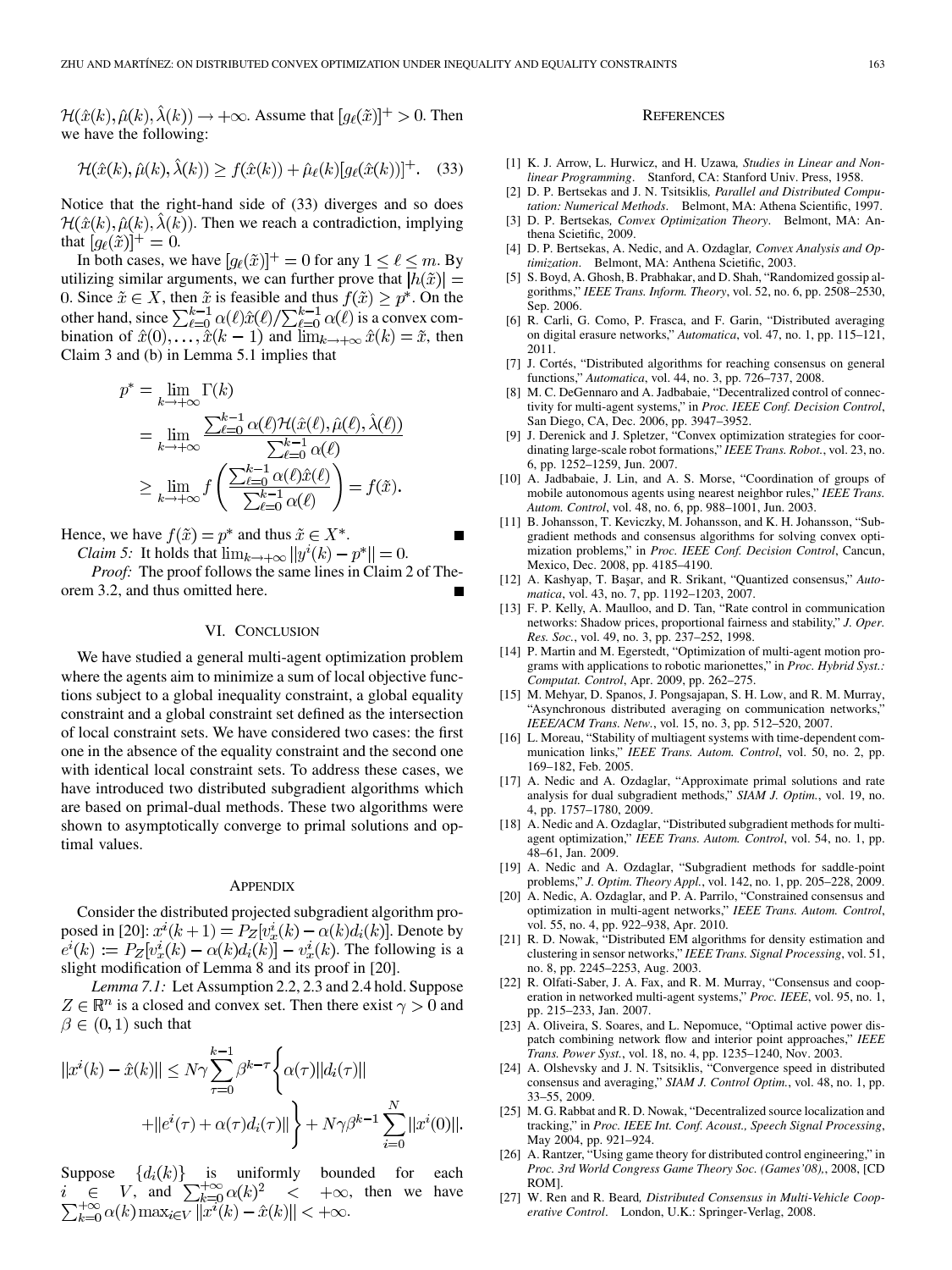$\mathcal{H}(\hat{x}(k), \hat{\mu}(k), \hat{\lambda}(k)) \to +\infty$. Assume that $[g_\ell(\tilde{x})]^+ > 0$. Then we have the following:

$$\mathcal{H}(\hat{x}(k), \hat{\mu}(k), \hat{\lambda}(k)) \geq f(\hat{x}(k)) + \hat{\mu}_\ell(k)[g_\ell(\hat{x}(k))]^+. \quad (33)$$

Notice that the right-hand side of (33) diverges and so does $\mathcal{H}(\hat{x}(k), \hat{\mu}(k), \hat{\lambda}(k))$. Then we reach a contradiction, implying that $[g_\ell(\tilde{x})]^+ = 0$.

In both cases, we have $[g_\ell(\tilde{x})]^+ = 0$ for any $1 \leq \ell \leq m$. By utilizing similar arguments, we can further prove that $|h(\tilde{x})| = 0$. Since $\tilde{x} \in X$, then $\tilde{x}$ is feasible and thus $f(\tilde{x}) \geq p^*$. On the other hand, since $\sum_{\ell=0}^{k-1} \alpha(\ell)\hat{x}(\ell)/\sum_{\ell=0}^{k-1} \alpha(\ell)$ is a convex combination of $\hat{x}(0), \ldots, \hat{x}(k-1)$ and $\lim_{k\to+\infty} \hat{x}(k) = \tilde{x}$, then Claim 3 and (b) in Lemma 5.1 implies that

$$\begin{aligned}
p^* &= \lim_{k\to+\infty} \Gamma(k) \\
&= \lim_{k\to+\infty} \frac{\sum_{\ell=0}^{k-1} \alpha(\ell)\mathcal{H}(\hat{x}(\ell), \hat{\mu}(\ell), \hat{\lambda}(\ell))}{\sum_{\ell=0}^{k-1} \alpha(\ell)} \\
&\geq \lim_{k\to+\infty} f\left(\frac{\sum_{\ell=0}^{k-1} \alpha(\ell)\hat{x}(\ell)}{\sum_{\ell=0}^{k-1} \alpha(\ell)}\right) = f(\tilde{x}).
\end{aligned}$$

Hence, we have $f(\tilde{x}) = p^*$ and thus $\tilde{x} \in X^*$. ∎

*Claim 5:* It holds that $\lim_{k\to+\infty} \|y^i(k) - p^*\| = 0$.

*Proof:* The proof follows the same lines in Claim 2 of Theorem 3.2, and thus omitted here. ∎

## VI. Conclusion

We have studied a general multi-agent optimization problem where the agents aim to minimize a sum of local objective functions subject to a global inequality constraint, a global equality constraint and a global constraint set defined as the intersection of local constraint sets. We have considered two cases: the first one in the absence of the equality constraint and the second one with identical local constraint sets. To address these cases, we have introduced two distributed subgradient algorithms which are based on primal-dual methods. These two algorithms were shown to asymptotically converge to primal solutions and optimal values.

## Appendix

Consider the distributed projected subgradient algorithm proposed in [20]: $x^i(k+1) = P_Z[v_x^i(k) - \alpha(k)d_i(k)]$. Denote by $e^i(k) := P_Z[v_x^i(k) - \alpha(k)d_i(k)] - v_x^i(k)$. The following is a slight modification of Lemma 8 and its proof in [20].

*Lemma 7.1:* Let Assumption 2.2, 2.3 and 2.4 hold. Suppose $Z \in \mathbb{R}^n$ is a closed and convex set. Then there exist $\gamma > 0$ and $\beta \in (0, 1)$ such that

$$\begin{aligned}
\|x^i(k) - \hat{x}(k)\| \leq N\gamma \sum_{\tau=0}^{k-1} \beta^{k-\tau} \Big\{ &\alpha(\tau)\|d_i(\tau)\| \\
&+ \|e^i(\tau) + \alpha(\tau)d_i(\tau)\| \Big\} + N\gamma\beta^{k-1} \sum_{i=0}^{N} \|x^i(0)\|.
\end{aligned}$$

Suppose $\{d_i(k)\}$ is uniformly bounded for each $i \in V$, and $\sum_{k=0}^{+\infty} \alpha(k)^2 < +\infty$, then we have $\sum_{k=0}^{+\infty} \alpha(k) \max_{i\in V} \|x^i(k) - \hat{x}(k)\| < +\infty$.

## References

[1] K. J. Arrow, L. Hurwicz, and H. Uzawa, *Studies in Linear and Nonlinear Programming*. Stanford, CA: Stanford Univ. Press, 1958.

[2] D. P. Bertsekas and J. N. Tsitsiklis, *Parallel and Distributed Computation: Numerical Methods*. Belmont, MA: Athena Scientific, 1997.

[3] D. P. Bertsekas, *Convex Optimization Theory*. Belmont, MA: Anthena Scietific, 2009.

[4] D. P. Bertsekas, A. Nedic, and A. Ozdaglar, *Convex Analysis and Optimization*. Belmont, MA: Anthena Scietific, 2003.

[5] S. Boyd, A. Ghosh, B. Prabhakar, and D. Shah, "Randomized gossip algorithms," *IEEE Trans. Inform. Theory*, vol. 52, no. 6, pp. 2508–2530, Sep. 2006.

[6] R. Carli, G. Como, P. Frasca, and F. Garin, "Distributed averaging on digital erasure networks," *Automatica*, vol. 47, no. 1, pp. 115–121, 2011.

[7] J. Cortés, "Distributed algorithms for reaching consensus on general functions," *Automatica*, vol. 44, no. 3, pp. 726–737, 2008.

[8] M. C. DeGennaro and A. Jadbabaie, "Decentralized control of connectivity for multi-agent systems," in *Proc. IEEE Conf. Decision Control*, San Diego, CA, Dec. 2006, pp. 3947–3952.

[9] J. Derenick and J. Spletzer, "Convex optimization strategies for coordinating large-scale robot formations," *IEEE Trans. Robot.*, vol. 23, no. 6, pp. 1252–1259, Jun. 2007.

[10] A. Jadbabaie, J. Lin, and A. S. Morse, "Coordination of groups of mobile autonomous agents using nearest neighbor rules," *IEEE Trans. Autom. Control*, vol. 48, no. 6, pp. 988–1001, Jun. 2003.

[11] B. Johansson, T. Keviczky, M. Johansson, and K. H. Johansson, "Subgradient methods and consensus algorithms for solving convex optimization problems," in *Proc. IEEE Conf. Decision Control*, Cancun, Mexico, Dec. 2008, pp. 4185–4190.

[12] A. Kashyap, T. Başar, and R. Srikant, "Quantized consensus," *Automatica*, vol. 43, no. 7, pp. 1192–1203, 2007.

[13] F. P. Kelly, A. Maulloo, and D. Tan, "Rate control in communication networks: Shadow prices, proportional fairness and stability," *J. Oper. Res. Soc.*, vol. 49, no. 3, pp. 237–252, 1998.

[14] P. Martin and M. Egerstedt, "Optimization of multi-agent motion programs with applications to robotic marionettes," in *Proc. Hybrid Syst.: Computat. Control*, Apr. 2009, pp. 262–275.

[15] M. Mehyar, D. Spanos, J. Pongsajapan, S. H. Low, and R. M. Murray, "Asynchronous distributed averaging on communication networks," *IEEE/ACM Trans. Netw.*, vol. 15, no. 3, pp. 512–520, 2007.

[16] L. Moreau, "Stability of multiagent systems with time-dependent communication links," *IEEE Trans. Autom. Control*, vol. 50, no. 2, pp. 169–182, Feb. 2005.

[17] A. Nedic and A. Ozdaglar, "Approximate primal solutions and rate analysis for dual subgradient methods," *SIAM J. Optim.*, vol. 19, no. 4, pp. 1757–1780, 2009.

[18] A. Nedic and A. Ozdaglar, "Distributed subgradient methods for multiagent optimization," *IEEE Trans. Autom. Control*, vol. 54, no. 1, pp. 48–61, Jan. 2009.

[19] A. Nedic and A. Ozdaglar, "Subgradient methods for saddle-point problems," *J. Optim. Theory Appl.*, vol. 142, no. 1, pp. 205–228, 2009.

[20] A. Nedic, A. Ozdaglar, and P. A. Parrilo, "Constrained consensus and optimization in multi-agent networks," *IEEE Trans. Autom. Control*, vol. 55, no. 4, pp. 922–938, Apr. 2010.

[21] R. D. Nowak, "Distributed EM algorithms for density estimation and clustering in sensor networks," *IEEE Trans. Signal Processing*, vol. 51, no. 8, pp. 2245–2253, Aug. 2003.

[22] R. Olfati-Saber, J. A. Fax, and R. M. Murray, "Consensus and cooperation in networked multi-agent systems," *Proc. IEEE*, vol. 95, no. 1, pp. 215–233, Jan. 2007.

[23] A. Oliveira, S. Soares, and L. Nepomuce, "Optimal active power dispatch combining network flow and interior point approaches," *IEEE Trans. Power Syst.*, vol. 18, no. 4, pp. 1235–1240, Nov. 2003.

[24] A. Olshevsky and J. N. Tsitsiklis, "Convergence speed in distributed consensus and averaging," *SIAM J. Control Optim.*, vol. 48, no. 1, pp. 33–55, 2009.

[25] M. G. Rabbat and R. D. Nowak, "Decentralized source localization and tracking," in *Proc. IEEE Int. Conf. Acoust., Speech Signal Processing*, May 2004, pp. 921–924.

[26] A. Rantzer, "Using game theory for distributed control engineering," in *Proc. 3rd World Congress Game Theory Soc. (Games'08),*, 2008, [CD ROM].

[27] W. Ren and R. Beard, *Distributed Consensus in Multi-Vehicle Cooperative Control*. London, U.K.: Springer-Verlag, 2008.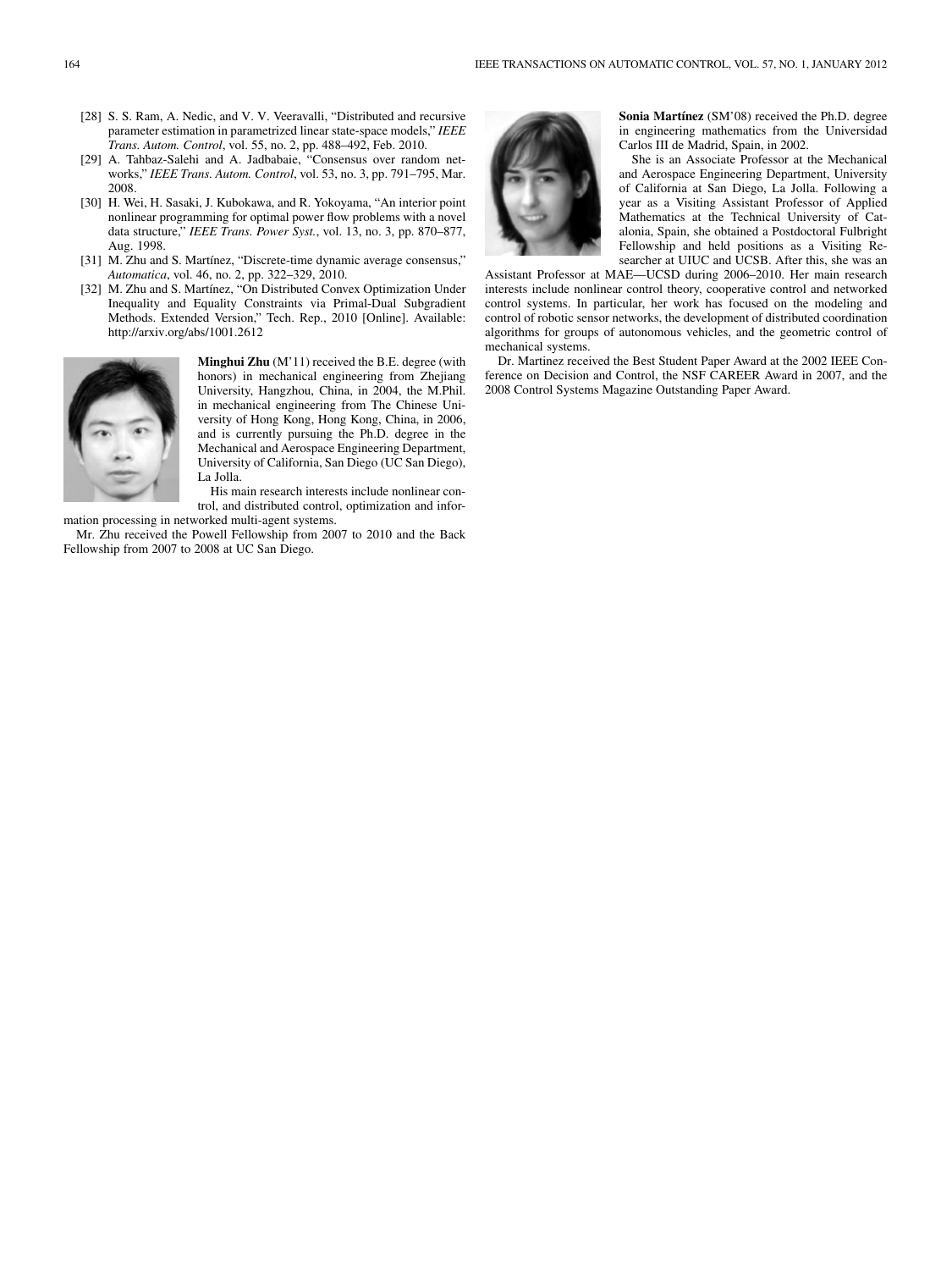[28] S. S. Ram, A. Nedic, and V. V. Veeravalli, "Distributed and recursive parameter estimation in parametrized linear state-space models," *IEEE Trans. Autom. Control*, vol. 55, no. 2, pp. 488–492, Feb. 2010.

[29] A. Tahbaz-Salehi and A. Jadbabaie, "Consensus over random networks," *IEEE Trans. Autom. Control*, vol. 53, no. 3, pp. 791–795, Mar. 2008.

[30] H. Wei, H. Sasaki, J. Kubokawa, and R. Yokoyama, "An interior point nonlinear programming for optimal power flow problems with a novel data structure," *IEEE Trans. Power Syst.*, vol. 13, no. 3, pp. 870–877, Aug. 1998.

[31] M. Zhu and S. Martínez, "Discrete-time dynamic average consensus," *Automatica*, vol. 46, no. 2, pp. 322–329, 2010.

[32] M. Zhu and S. Martínez, "On Distributed Convex Optimization Under Inequality and Equality Constraints via Primal-Dual Subgradient Methods. Extended Version," Tech. Rep., 2010 [Online]. Available: http://arxiv.org/abs/1001.2612

**Minghui Zhu** (M'11) received the B.E. degree (with honors) in mechanical engineering from Zhejiang University, Hangzhou, China, in 2004, the M.Phil. in mechanical engineering from The Chinese University of Hong Kong, Hong Kong, China, in 2006, and is currently pursuing the Ph.D. degree in the Mechanical and Aerospace Engineering Department, University of California, San Diego (UC San Diego), La Jolla.

His main research interests include nonlinear control, and distributed control, optimization and information processing in networked multi-agent systems.

Mr. Zhu received the Powell Fellowship from 2007 to 2010 and the Back Fellowship from 2007 to 2008 at UC San Diego.

**Sonia Martínez** (SM'08) received the Ph.D. degree in engineering mathematics from the Universidad Carlos III de Madrid, Spain, in 2002.

She is an Associate Professor at the Mechanical and Aerospace Engineering Department, University of California at San Diego, La Jolla. Following a year as a Visiting Assistant Professor of Applied Mathematics at the Technical University of Catalonia, Spain, she obtained a Postdoctoral Fulbright Fellowship and held positions as a Visiting Researcher at UIUC and UCSB. After this, she was an Assistant Professor at MAE—UCSD during 2006–2010. Her main research interests include nonlinear control theory, cooperative control and networked control systems. In particular, her work has focused on the modeling and control of robotic sensor networks, the development of distributed coordination algorithms for groups of autonomous vehicles, and the geometric control of mechanical systems.

Dr. Martinez received the Best Student Paper Award at the 2002 IEEE Conference on Decision and Control, the NSF CAREER Award in 2007, and the 2008 Control Systems Magazine Outstanding Paper Award.